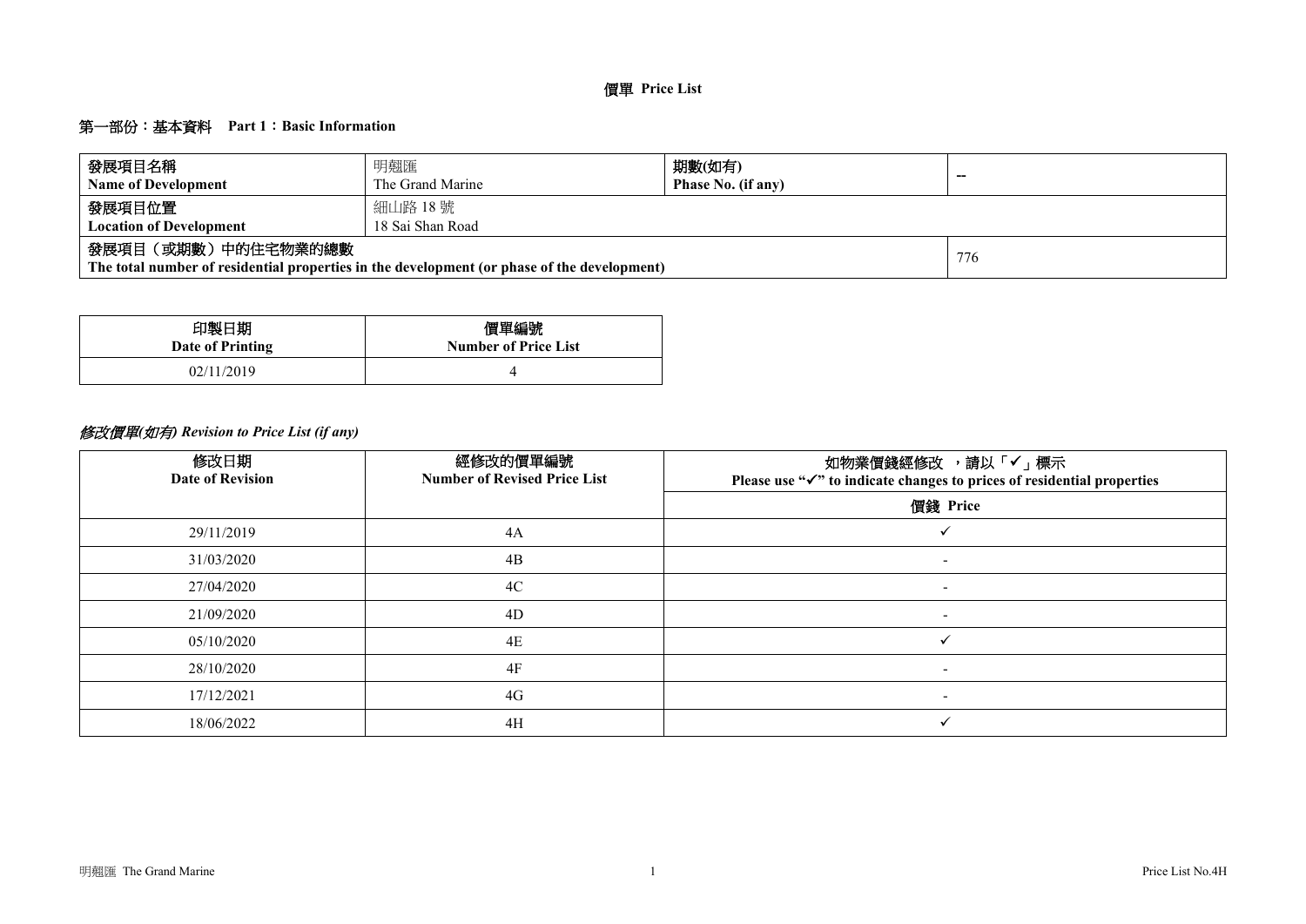# 價單 Price List

## 第一部份：基本資料 Part 1：Basic Information

| 發展項目名稱<br>**Name of Development** | 明翹匯<br>The Grand Marine | **期數(如有)**<br>**Phase No. (if any)** | -- |
|---|---|---|---|
| **發展項目位置**<br>**Location of Development** | 細山路 18 號<br>18 Sai Shan Road | | |
| **發展項目（或期數）中的住宅物業的總數**<br>**The total number of residential properties in the development (or phase of the development)** | | | 776 |

| 印製日期<br>Date of Printing | 價單編號<br>Number of Price List |
|---|---|
| 02/11/2019 | 4 |

## *修改價單(如有) Revision to Price List (if any)*

| 修改日期<br>Date of Revision | 經修改的價單編號<br>Number of Revised Price List | 如物業價錢經修改 ，請以「✓」標示<br>Please use "✓" to indicate changes to prices of residential properties |
|---|---|---|
| | | 價錢 Price |
| 29/11/2019 | 4A | ✓ |
| 31/03/2020 | 4B | - |
| 27/04/2020 | 4C | - |
| 21/09/2020 | 4D | - |
| 05/10/2020 | 4E | ✓ |
| 28/10/2020 | 4F | - |
| 17/12/2021 | 4G | - |
| 18/06/2022 | 4H | ✓ |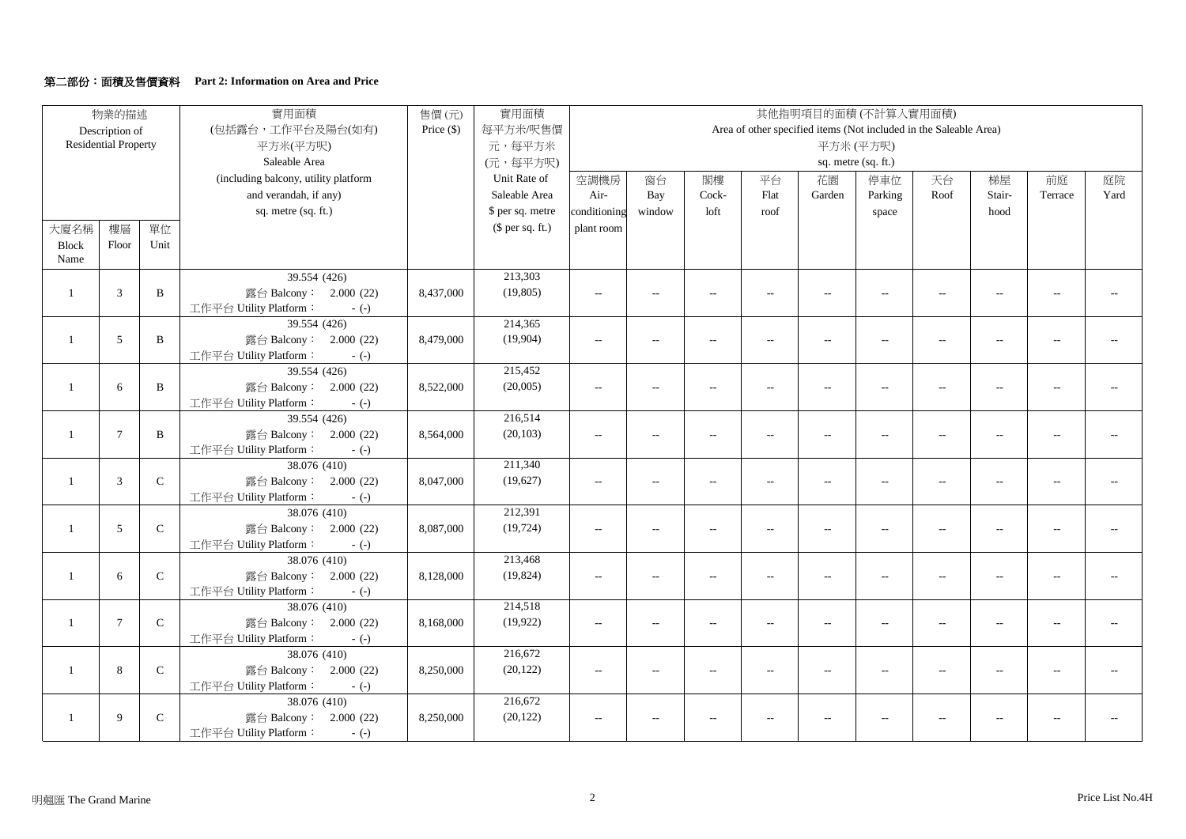### 第二部份：面積及售價資料 Part 2: Information on Area and Price

| 物業的描述 Description of Residential Property | | | 實用面積 (包括露台，工作平台及陽台(如有)) 平方米(平方呎) Saleable Area (including balcony, utility platform and verandah, if any) sq. metre (sq. ft.) | 售價 (元) Price ($) | 實用面積每平方米/呎售價 元，每平方米 (元，每平方呎) Unit Rate of Saleable Area $ per sq. metre ($ per sq. ft.) | 其他指明項目的面積 (不計算入實用面積) Area of other specified items (Not included in the Saleable Area) 平方米 (平方呎) sq. metre (sq. ft.) | | | | | | | | | |
|---|---|---|---|---|---|---|---|---|---|---|---|---|---|---|---|
| 大廈名稱 Block Name | 樓層 Floor | 單位 Unit | | | | 空調機房 Air-conditioning plant room | 窗台 Bay window | 閣樓 Cock-loft | 平台 Flat roof | 花園 Garden | 停車位 Parking space | 天台 Roof | 梯屋 Stair-hood | 前庭 Terrace | 庭院 Yard |
| 1 | 3 | B | 39.554 (426) 露台 Balcony： 2.000 (22) 工作平台 Utility Platform： - (-) | 8,437,000 | 213,303 (19,805) | -- | -- | -- | -- | -- | -- | -- | -- | -- | -- |
| 1 | 5 | B | 39.554 (426) 露台 Balcony： 2.000 (22) 工作平台 Utility Platform： - (-) | 8,479,000 | 214,365 (19,904) | -- | -- | -- | -- | -- | -- | -- | -- | -- | -- |
| 1 | 6 | B | 39.554 (426) 露台 Balcony： 2.000 (22) 工作平台 Utility Platform： - (-) | 8,522,000 | 215,452 (20,005) | -- | -- | -- | -- | -- | -- | -- | -- | -- | -- |
| 1 | 7 | B | 39.554 (426) 露台 Balcony： 2.000 (22) 工作平台 Utility Platform： - (-) | 8,564,000 | 216,514 (20,103) | -- | -- | -- | -- | -- | -- | -- | -- | -- | -- |
| 1 | 3 | C | 38.076 (410) 露台 Balcony： 2.000 (22) 工作平台 Utility Platform： - (-) | 8,047,000 | 211,340 (19,627) | -- | -- | -- | -- | -- | -- | -- | -- | -- | -- |
| 1 | 5 | C | 38.076 (410) 露台 Balcony： 2.000 (22) 工作平台 Utility Platform： - (-) | 8,087,000 | 212,391 (19,724) | -- | -- | -- | -- | -- | -- | -- | -- | -- | -- |
| 1 | 6 | C | 38.076 (410) 露台 Balcony： 2.000 (22) 工作平台 Utility Platform： - (-) | 8,128,000 | 213,468 (19,824) | -- | -- | -- | -- | -- | -- | -- | -- | -- | -- |
| 1 | 7 | C | 38.076 (410) 露台 Balcony： 2.000 (22) 工作平台 Utility Platform： - (-) | 8,168,000 | 214,518 (19,922) | -- | -- | -- | -- | -- | -- | -- | -- | -- | -- |
| 1 | 8 | C | 38.076 (410) 露台 Balcony： 2.000 (22) 工作平台 Utility Platform： - (-) | 8,250,000 | 216,672 (20,122) | -- | -- | -- | -- | -- | -- | -- | -- | -- | -- |
| 1 | 9 | C | 38.076 (410) 露台 Balcony： 2.000 (22) 工作平台 Utility Platform： - (-) | 8,250,000 | 216,672 (20,122) | -- | -- | -- | -- | -- | -- | -- | -- | -- | -- |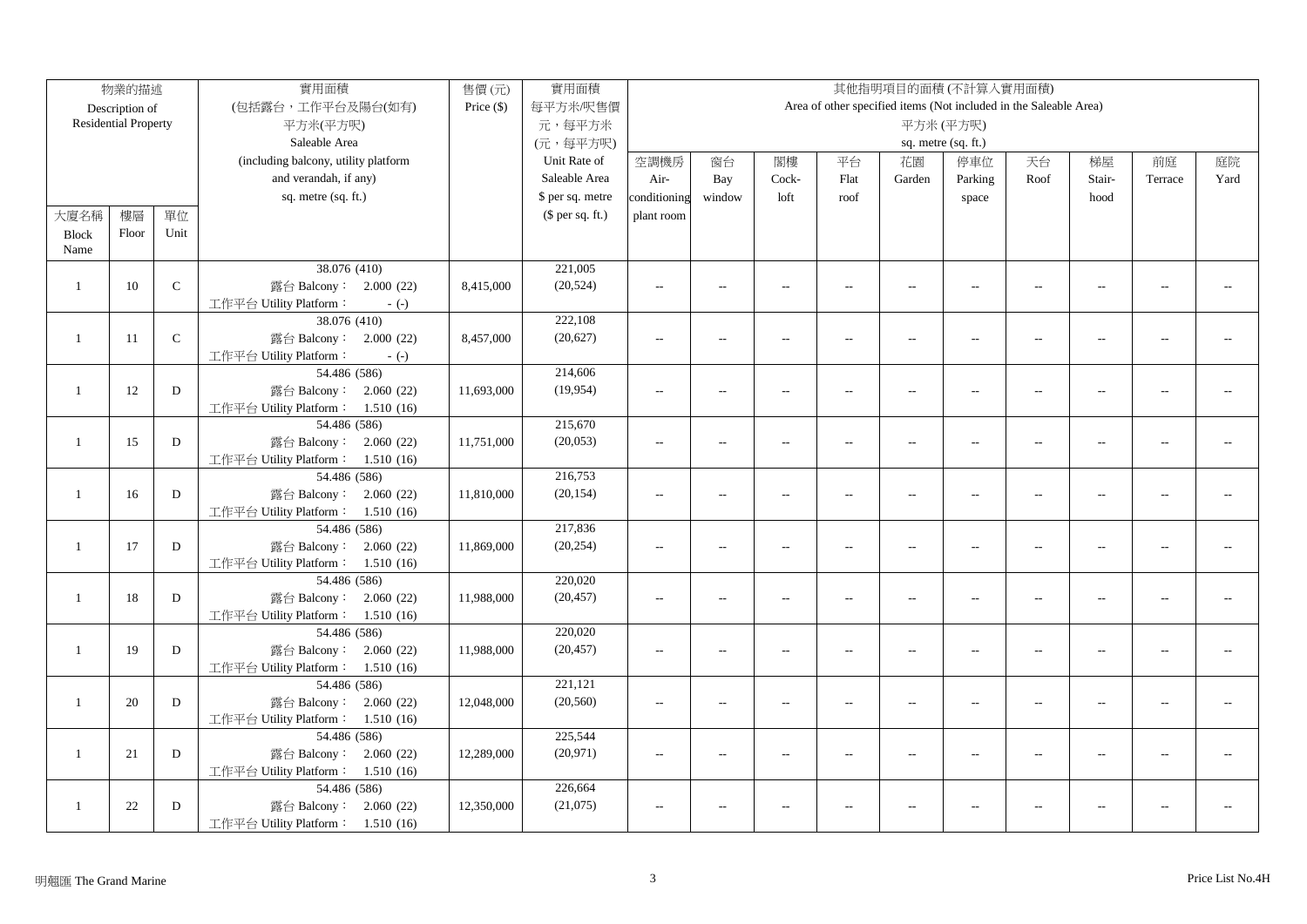| 物業的描述 Description of Residential Property | | | 實用面積 (包括露台，工作平台及陽台(如有) 平方米(平方呎) Saleable Area (including balcony, utility platform and verandah, if any) sq. metre (sq. ft.) | 售價 (元) Price ($) | 實用面積 每平方米/呎售價 元，每平方米 (元，每平方呎) Unit Rate of Saleable Area $ per sq. metre ($ per sq. ft.) | 其他指明項目的面積 (不計算入實用面積) Area of other specified items (Not included in the Saleable Area) 平方米 (平方呎) sq. metre (sq. ft.) | | | | | | | | | |
|---|---|---|---|---|---|---|---|---|---|---|---|---|---|---|---|
| 大廈名稱 Block Name | 樓層 Floor | 單位 Unit | | | | 空調機房 Air-conditioning plant room | 窗台 Bay window | 閣樓 Cock-loft | 平台 Flat roof | 花園 Garden | 停車位 Parking space | 天台 Roof | 梯屋 Stair-hood | 前庭 Terrace | 庭院 Yard |
| 1 | 10 | C | 38.076 (410) 露台 Balcony： 2.000 (22) 工作平台 Utility Platform： - (-) | 8,415,000 | 221,005 (20,524) | -- | -- | -- | -- | -- | -- | -- | -- | -- | -- |
| 1 | 11 | C | 38.076 (410) 露台 Balcony： 2.000 (22) 工作平台 Utility Platform： - (-) | 8,457,000 | 222,108 (20,627) | -- | -- | -- | -- | -- | -- | -- | -- | -- | -- |
| 1 | 12 | D | 54.486 (586) 露台 Balcony： 2.060 (22) 工作平台 Utility Platform： 1.510 (16) | 11,693,000 | 214,606 (19,954) | -- | -- | -- | -- | -- | -- | -- | -- | -- | -- |
| 1 | 15 | D | 54.486 (586) 露台 Balcony： 2.060 (22) 工作平台 Utility Platform： 1.510 (16) | 11,751,000 | 215,670 (20,053) | -- | -- | -- | -- | -- | -- | -- | -- | -- | -- |
| 1 | 16 | D | 54.486 (586) 露台 Balcony： 2.060 (22) 工作平台 Utility Platform： 1.510 (16) | 11,810,000 | 216,753 (20,154) | -- | -- | -- | -- | -- | -- | -- | -- | -- | -- |
| 1 | 17 | D | 54.486 (586) 露台 Balcony： 2.060 (22) 工作平台 Utility Platform： 1.510 (16) | 11,869,000 | 217,836 (20,254) | -- | -- | -- | -- | -- | -- | -- | -- | -- | -- |
| 1 | 18 | D | 54.486 (586) 露台 Balcony： 2.060 (22) 工作平台 Utility Platform： 1.510 (16) | 11,988,000 | 220,020 (20,457) | -- | -- | -- | -- | -- | -- | -- | -- | -- | -- |
| 1 | 19 | D | 54.486 (586) 露台 Balcony： 2.060 (22) 工作平台 Utility Platform： 1.510 (16) | 11,988,000 | 220,020 (20,457) | -- | -- | -- | -- | -- | -- | -- | -- | -- | -- |
| 1 | 20 | D | 54.486 (586) 露台 Balcony： 2.060 (22) 工作平台 Utility Platform： 1.510 (16) | 12,048,000 | 221,121 (20,560) | -- | -- | -- | -- | -- | -- | -- | -- | -- | -- |
| 1 | 21 | D | 54.486 (586) 露台 Balcony： 2.060 (22) 工作平台 Utility Platform： 1.510 (16) | 12,289,000 | 225,544 (20,971) | -- | -- | -- | -- | -- | -- | -- | -- | -- | -- |
| 1 | 22 | D | 54.486 (586) 露台 Balcony： 2.060 (22) 工作平台 Utility Platform： 1.510 (16) | 12,350,000 | 226,664 (21,075) | -- | -- | -- | -- | -- | -- | -- | -- | -- | -- |

明翹匯 The Grand Marine

Price List No.4H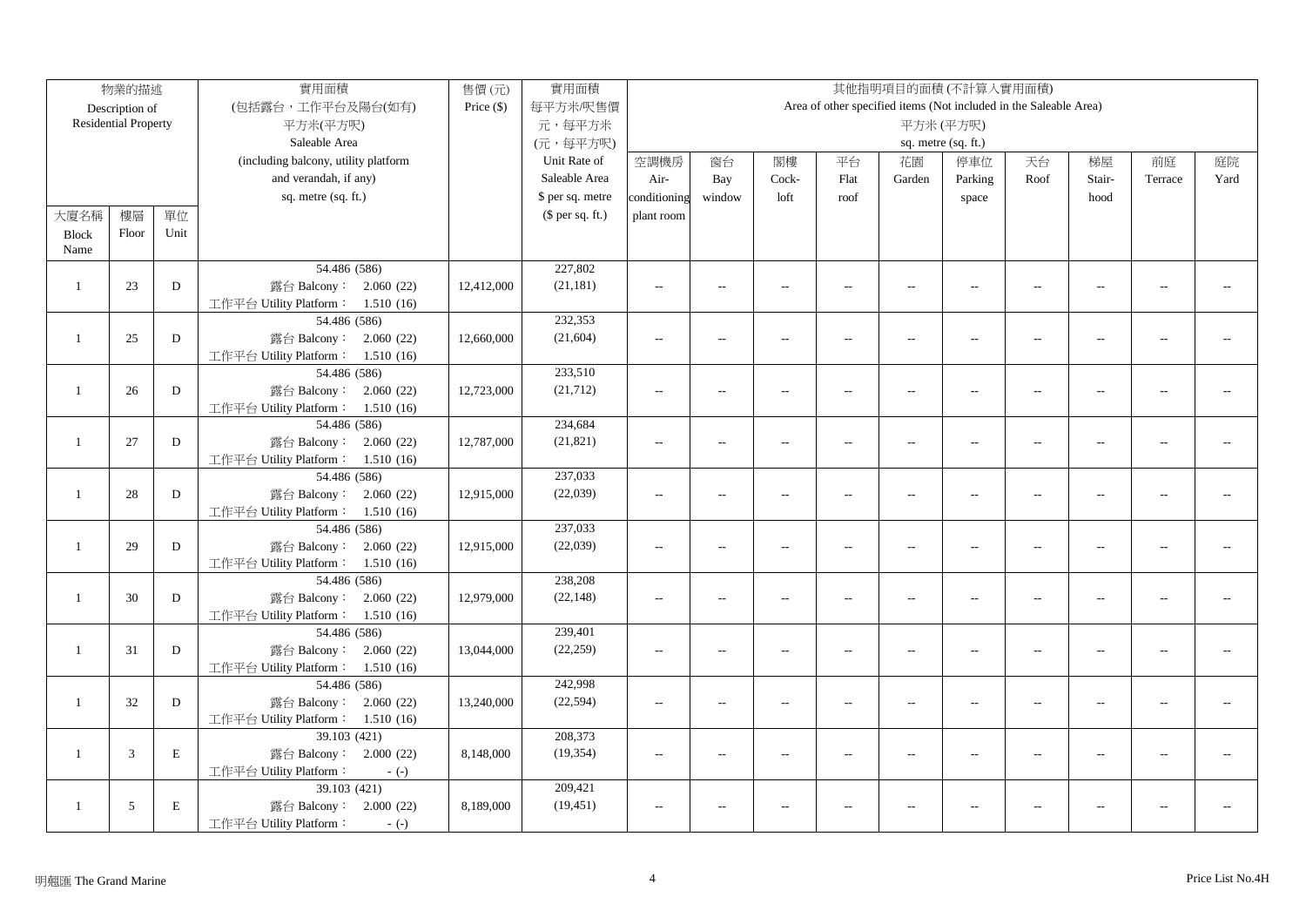| 物業的描述 Description of Residential Property | | | 實用面積 (包括露台，工作平台及陽台(如有) 平方米(平方呎) Saleable Area (including balcony, utility platform and verandah, if any) sq. metre (sq. ft.) | 售價 (元) Price ($) | 實用面積 每平方米/呎售價 元，每平方米 (元，每平方呎) Unit Rate of Saleable Area $ per sq. metre ($ per sq. ft.) | 其他指明項目的面積 (不計算入實用面積) Area of other specified items (Not included in the Saleable Area) 平方米 (平方呎) sq. metre (sq. ft.) | | | | | | | | | |
|---|---|---|---|---|---|---|---|---|---|---|---|---|---|---|---|
| 大廈名稱 Block Name | 樓層 Floor | 單位 Unit | | | | 空調機房 Air-conditioning plant room | 窗台 Bay window | 閣樓 Cock-loft | 平台 Flat roof | 花園 Garden | 停車位 Parking space | 天台 Roof | 梯屋 Stair-hood | 前庭 Terrace | 庭院 Yard |
| 1 | 23 | D | 54.486 (586) 露台 Balcony： 2.060 (22) 工作平台 Utility Platform： 1.510 (16) | 12,412,000 | 227,802 (21,181) | -- | -- | -- | -- | -- | -- | -- | -- | -- | -- |
| 1 | 25 | D | 54.486 (586) 露台 Balcony： 2.060 (22) 工作平台 Utility Platform： 1.510 (16) | 12,660,000 | 232,353 (21,604) | -- | -- | -- | -- | -- | -- | -- | -- | -- | -- |
| 1 | 26 | D | 54.486 (586) 露台 Balcony： 2.060 (22) 工作平台 Utility Platform： 1.510 (16) | 12,723,000 | 233,510 (21,712) | -- | -- | -- | -- | -- | -- | -- | -- | -- | -- |
| 1 | 27 | D | 54.486 (586) 露台 Balcony： 2.060 (22) 工作平台 Utility Platform： 1.510 (16) | 12,787,000 | 234,684 (21,821) | -- | -- | -- | -- | -- | -- | -- | -- | -- | -- |
| 1 | 28 | D | 54.486 (586) 露台 Balcony： 2.060 (22) 工作平台 Utility Platform： 1.510 (16) | 12,915,000 | 237,033 (22,039) | -- | -- | -- | -- | -- | -- | -- | -- | -- | -- |
| 1 | 29 | D | 54.486 (586) 露台 Balcony： 2.060 (22) 工作平台 Utility Platform： 1.510 (16) | 12,915,000 | 237,033 (22,039) | -- | -- | -- | -- | -- | -- | -- | -- | -- | -- |
| 1 | 30 | D | 54.486 (586) 露台 Balcony： 2.060 (22) 工作平台 Utility Platform： 1.510 (16) | 12,979,000 | 238,208 (22,148) | -- | -- | -- | -- | -- | -- | -- | -- | -- | -- |
| 1 | 31 | D | 54.486 (586) 露台 Balcony： 2.060 (22) 工作平台 Utility Platform： 1.510 (16) | 13,044,000 | 239,401 (22,259) | -- | -- | -- | -- | -- | -- | -- | -- | -- | -- |
| 1 | 32 | D | 54.486 (586) 露台 Balcony： 2.060 (22) 工作平台 Utility Platform： 1.510 (16) | 13,240,000 | 242,998 (22,594) | -- | -- | -- | -- | -- | -- | -- | -- | -- | -- |
| 1 | 3 | E | 39.103 (421) 露台 Balcony： 2.000 (22) 工作平台 Utility Platform： - (-) | 8,148,000 | 208,373 (19,354) | -- | -- | -- | -- | -- | -- | -- | -- | -- | -- |
| 1 | 5 | E | 39.103 (421) 露台 Balcony： 2.000 (22) 工作平台 Utility Platform： - (-) | 8,189,000 | 209,421 (19,451) | -- | -- | -- | -- | -- | -- | -- | -- | -- | -- |

明翹匯 The Grand Marine

Price List No.4H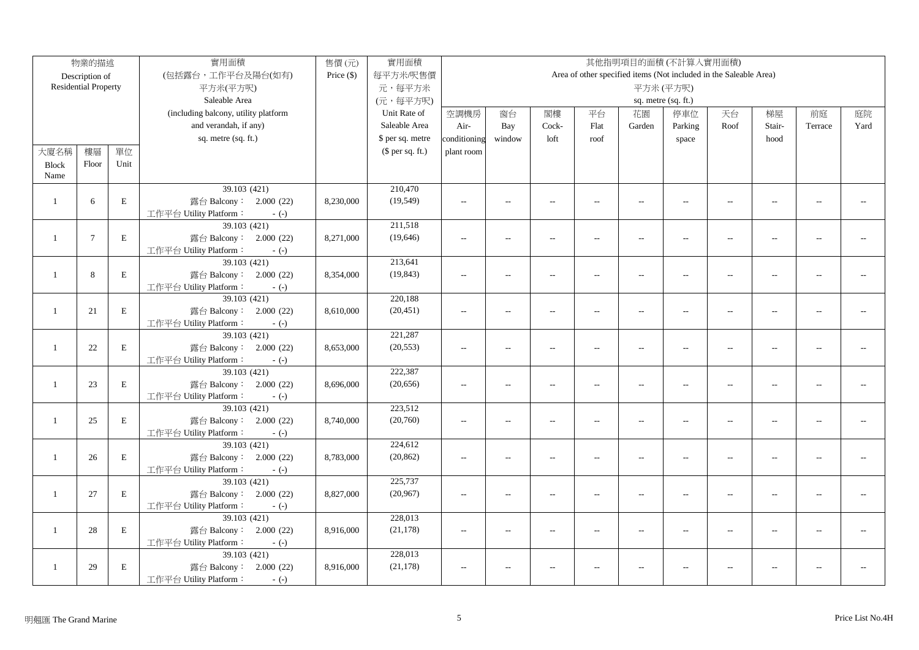| 物業的描述 Description of Residential Property | | | 實用面積 (包括露台，工作平台及陽台(如有) 平方米(平方呎) Saleable Area (including balcony, utility platform and verandah, if any) sq. metre (sq. ft.) | 售價 (元) Price ($) | 實用面積 每平方米/呎售價 元，每平方米 (元，每平方呎) Unit Rate of Saleable Area $ per sq. metre ($ per sq. ft.) | 其他指明項目的面積 (不計算入實用面積) Area of other specified items (Not included in the Saleable Area) 平方米 (平方呎) sq. metre (sq. ft.) | | | | | | | | | |
|---|---|---|---|---|---|---|---|---|---|---|---|---|---|---|---|
| 大廈名稱 Block Name | 樓層 Floor | 單位 Unit | | | | 空調機房 Air-conditioning plant room | 窗台 Bay window | 閣樓 Cock-loft | 平台 Flat roof | 花園 Garden | 停車位 Parking space | 天台 Roof | 梯屋 Stair-hood | 前庭 Terrace | 庭院 Yard |
| 1 | 6 | E | 39.103 (421) 露台 Balcony： 2.000 (22) 工作平台 Utility Platform： - (-) | 8,230,000 | 210,470 (19,549) | -- | -- | -- | -- | -- | -- | -- | -- | -- | -- |
| 1 | 7 | E | 39.103 (421) 露台 Balcony： 2.000 (22) 工作平台 Utility Platform： - (-) | 8,271,000 | 211,518 (19,646) | -- | -- | -- | -- | -- | -- | -- | -- | -- | -- |
| 1 | 8 | E | 39.103 (421) 露台 Balcony： 2.000 (22) 工作平台 Utility Platform： - (-) | 8,354,000 | 213,641 (19,843) | -- | -- | -- | -- | -- | -- | -- | -- | -- | -- |
| 1 | 21 | E | 39.103 (421) 露台 Balcony： 2.000 (22) 工作平台 Utility Platform： - (-) | 8,610,000 | 220,188 (20,451) | -- | -- | -- | -- | -- | -- | -- | -- | -- | -- |
| 1 | 22 | E | 39.103 (421) 露台 Balcony： 2.000 (22) 工作平台 Utility Platform： - (-) | 8,653,000 | 221,287 (20,553) | -- | -- | -- | -- | -- | -- | -- | -- | -- | -- |
| 1 | 23 | E | 39.103 (421) 露台 Balcony： 2.000 (22) 工作平台 Utility Platform： - (-) | 8,696,000 | 222,387 (20,656) | -- | -- | -- | -- | -- | -- | -- | -- | -- | -- |
| 1 | 25 | E | 39.103 (421) 露台 Balcony： 2.000 (22) 工作平台 Utility Platform： - (-) | 8,740,000 | 223,512 (20,760) | -- | -- | -- | -- | -- | -- | -- | -- | -- | -- |
| 1 | 26 | E | 39.103 (421) 露台 Balcony： 2.000 (22) 工作平台 Utility Platform： - (-) | 8,783,000 | 224,612 (20,862) | -- | -- | -- | -- | -- | -- | -- | -- | -- | -- |
| 1 | 27 | E | 39.103 (421) 露台 Balcony： 2.000 (22) 工作平台 Utility Platform： - (-) | 8,827,000 | 225,737 (20,967) | -- | -- | -- | -- | -- | -- | -- | -- | -- | -- |
| 1 | 28 | E | 39.103 (421) 露台 Balcony： 2.000 (22) 工作平台 Utility Platform： - (-) | 8,916,000 | 228,013 (21,178) | -- | -- | -- | -- | -- | -- | -- | -- | -- | -- |
| 1 | 29 | E | 39.103 (421) 露台 Balcony： 2.000 (22) 工作平台 Utility Platform： - (-) | 8,916,000 | 228,013 (21,178) | -- | -- | -- | -- | -- | -- | -- | -- | -- | -- |

明翹匯 The Grand Marine

Price List No.4H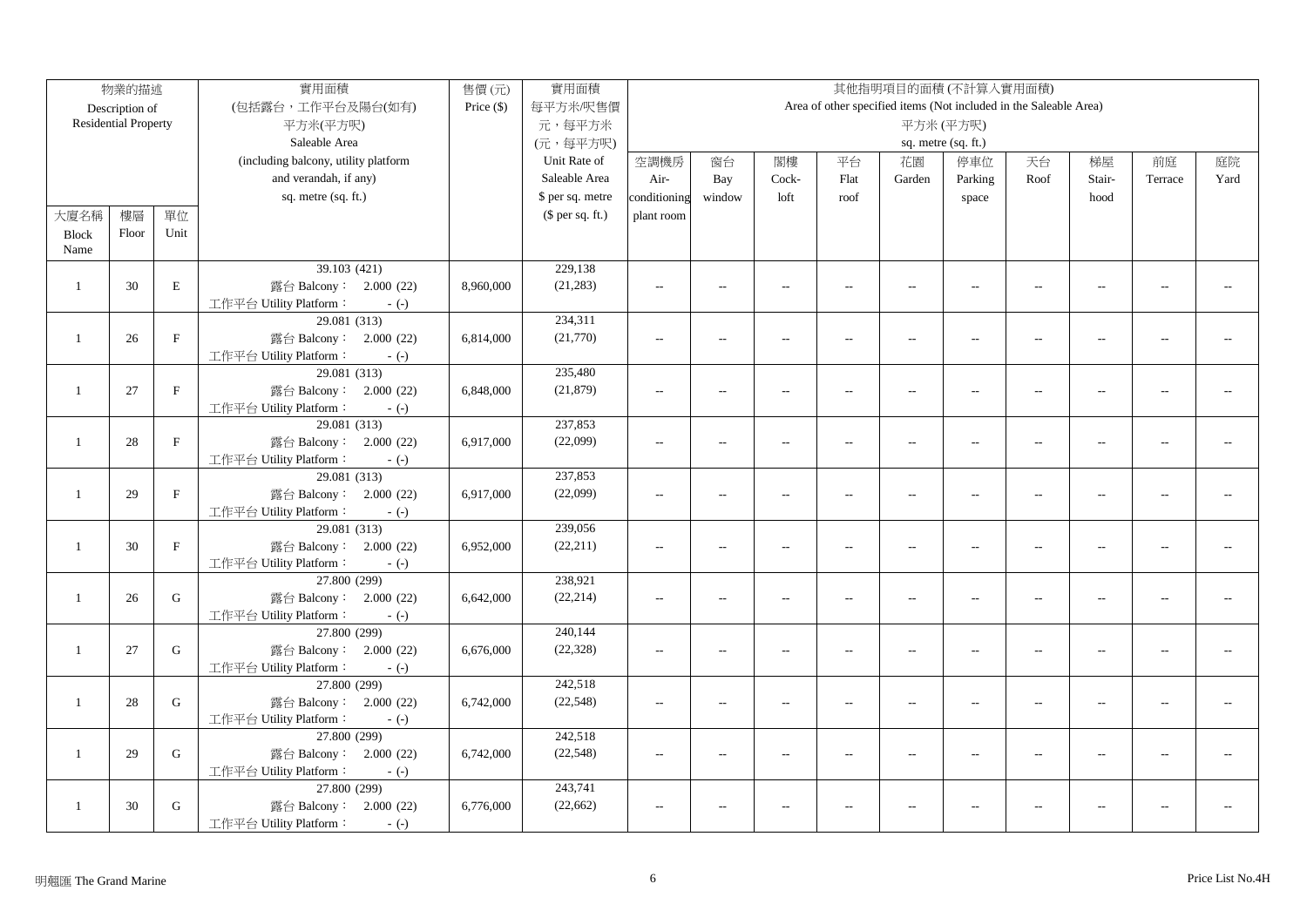| 物業的描述 Description of Residential Property | | | 實用面積 (包括露台，工作平台及陽台(如有) 平方米(平方呎) Saleable Area (including balcony, utility platform and verandah, if any) sq. metre (sq. ft.) | 售價 (元) Price ($) | 實用面積 每平方米/呎售價 元，每平方米 (元，每平方呎) Unit Rate of Saleable Area $ per sq. metre ($ per sq. ft.) | 其他指明項目的面積 (不計算入實用面積) Area of other specified items (Not included in the Saleable Area) 平方米 (平方呎) sq. metre (sq. ft.) | | | | | | | | | |
|---|---|---|---|---|---|---|---|---|---|---|---|---|---|---|---|
| 大廈名稱 Block Name | 樓層 Floor | 單位 Unit | | | | 空調機房 Air-conditioning plant room | 窗台 Bay window | 閣樓 Cock-loft | 平台 Flat roof | 花園 Garden | 停車位 Parking space | 天台 Roof | 梯屋 Stair-hood | 前庭 Terrace | 庭院 Yard |
| 1 | 30 | E | 39.103 (421) 露台 Balcony： 2.000 (22) 工作平台 Utility Platform： - (-) | 8,960,000 | 229,138 (21,283) | -- | -- | -- | -- | -- | -- | -- | -- | -- | -- |
| 1 | 26 | F | 29.081 (313) 露台 Balcony： 2.000 (22) 工作平台 Utility Platform： - (-) | 6,814,000 | 234,311 (21,770) | -- | -- | -- | -- | -- | -- | -- | -- | -- | -- |
| 1 | 27 | F | 29.081 (313) 露台 Balcony： 2.000 (22) 工作平台 Utility Platform： - (-) | 6,848,000 | 235,480 (21,879) | -- | -- | -- | -- | -- | -- | -- | -- | -- | -- |
| 1 | 28 | F | 29.081 (313) 露台 Balcony： 2.000 (22) 工作平台 Utility Platform： - (-) | 6,917,000 | 237,853 (22,099) | -- | -- | -- | -- | -- | -- | -- | -- | -- | -- |
| 1 | 29 | F | 29.081 (313) 露台 Balcony： 2.000 (22) 工作平台 Utility Platform： - (-) | 6,917,000 | 237,853 (22,099) | -- | -- | -- | -- | -- | -- | -- | -- | -- | -- |
| 1 | 30 | F | 29.081 (313) 露台 Balcony： 2.000 (22) 工作平台 Utility Platform： - (-) | 6,952,000 | 239,056 (22,211) | -- | -- | -- | -- | -- | -- | -- | -- | -- | -- |
| 1 | 26 | G | 27.800 (299) 露台 Balcony： 2.000 (22) 工作平台 Utility Platform： - (-) | 6,642,000 | 238,921 (22,214) | -- | -- | -- | -- | -- | -- | -- | -- | -- | -- |
| 1 | 27 | G | 27.800 (299) 露台 Balcony： 2.000 (22) 工作平台 Utility Platform： - (-) | 6,676,000 | 240,144 (22,328) | -- | -- | -- | -- | -- | -- | -- | -- | -- | -- |
| 1 | 28 | G | 27.800 (299) 露台 Balcony： 2.000 (22) 工作平台 Utility Platform： - (-) | 6,742,000 | 242,518 (22,548) | -- | -- | -- | -- | -- | -- | -- | -- | -- | -- |
| 1 | 29 | G | 27.800 (299) 露台 Balcony： 2.000 (22) 工作平台 Utility Platform： - (-) | 6,742,000 | 242,518 (22,548) | -- | -- | -- | -- | -- | -- | -- | -- | -- | -- |
| 1 | 30 | G | 27.800 (299) 露台 Balcony： 2.000 (22) 工作平台 Utility Platform： - (-) | 6,776,000 | 243,741 (22,662) | -- | -- | -- | -- | -- | -- | -- | -- | -- | -- |

明翹匯 The Grand Marine

Price List No.4H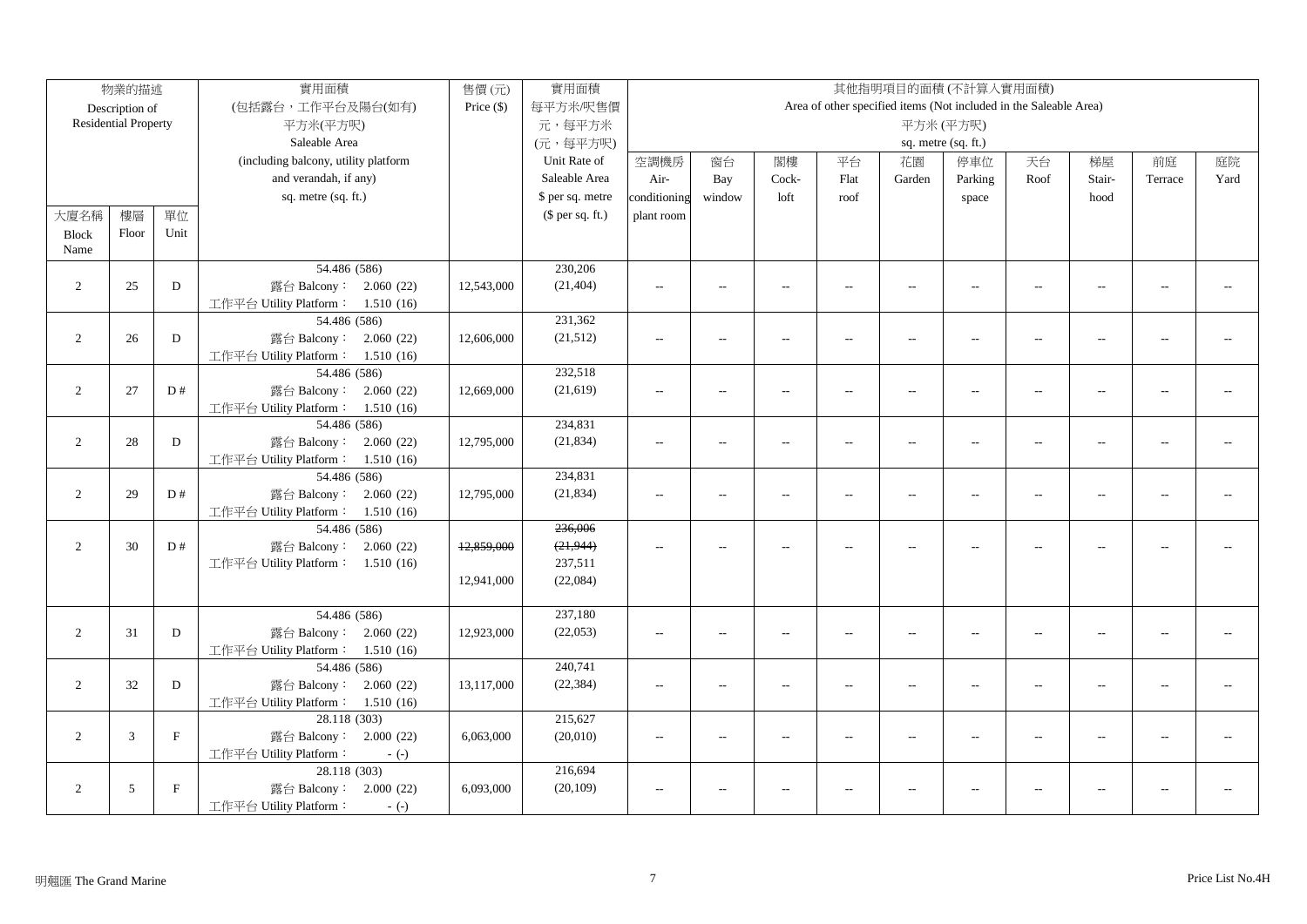| 物業的描述 Description of Residential Property | | | 實用面積 (包括露台，工作平台及陽台(如有) 平方米(平方呎) Saleable Area (including balcony, utility platform and verandah, if any) sq. metre (sq. ft.) | 售價 (元) Price ($) | 實用面積 每平方米/呎售價 元，每平方米 (元，每平方呎) Unit Rate of Saleable Area $ per sq. metre ($ per sq. ft.) | 其他指明項目的面積 (不計算入實用面積) Area of other specified items (Not included in the Saleable Area) 平方米 (平方呎) sq. metre (sq. ft.) | | | | | | | | | |
|---|---|---|---|---|---|---|---|---|---|---|---|---|---|---|---|
| 大廈名稱 Block Name | 樓層 Floor | 單位 Unit | | | | 空調機房 Air-conditioning plant room | 窗台 Bay window | 閣樓 Cock-loft | 平台 Flat roof | 花園 Garden | 停車位 Parking space | 天台 Roof | 梯屋 Stair-hood | 前庭 Terrace | 庭院 Yard |
| 2 | 25 | D | 54.486 (586) 露台 Balcony： 2.060 (22) 工作平台 Utility Platform： 1.510 (16) | 12,543,000 | 230,206 (21,404) | -- | -- | -- | -- | -- | -- | -- | -- | -- | -- |
| 2 | 26 | D | 54.486 (586) 露台 Balcony： 2.060 (22) 工作平台 Utility Platform： 1.510 (16) | 12,606,000 | 231,362 (21,512) | -- | -- | -- | -- | -- | -- | -- | -- | -- | -- |
| 2 | 27 | D # | 54.486 (586) 露台 Balcony： 2.060 (22) 工作平台 Utility Platform： 1.510 (16) | 12,669,000 | 232,518 (21,619) | -- | -- | -- | -- | -- | -- | -- | -- | -- | -- |
| 2 | 28 | D | 54.486 (586) 露台 Balcony： 2.060 (22) 工作平台 Utility Platform： 1.510 (16) | 12,795,000 | 234,831 (21,834) | -- | -- | -- | -- | -- | -- | -- | -- | -- | -- |
| 2 | 29 | D # | 54.486 (586) 露台 Balcony： 2.060 (22) 工作平台 Utility Platform： 1.510 (16) | 12,795,000 | 234,831 (21,834) | -- | -- | -- | -- | -- | -- | -- | -- | -- | -- |
| 2 | 30 | D # | 54.486 (586) 露台 Balcony： 2.060 (22) 工作平台 Utility Platform： 1.510 (16) | ~~12,859,000~~ 12,941,000 | ~~236,006 (21,944)~~ 237,511 (22,084) | -- | -- | -- | -- | -- | -- | -- | -- | -- | -- |
| 2 | 31 | D | 54.486 (586) 露台 Balcony： 2.060 (22) 工作平台 Utility Platform： 1.510 (16) | 12,923,000 | 237,180 (22,053) | -- | -- | -- | -- | -- | -- | -- | -- | -- | -- |
| 2 | 32 | D | 54.486 (586) 露台 Balcony： 2.060 (22) 工作平台 Utility Platform： 1.510 (16) | 13,117,000 | 240,741 (22,384) | -- | -- | -- | -- | -- | -- | -- | -- | -- | -- |
| 2 | 3 | F | 28.118 (303) 露台 Balcony： 2.000 (22) 工作平台 Utility Platform： - (-) | 6,063,000 | 215,627 (20,010) | -- | -- | -- | -- | -- | -- | -- | -- | -- | -- |
| 2 | 5 | F | 28.118 (303) 露台 Balcony： 2.000 (22) 工作平台 Utility Platform： - (-) | 6,093,000 | 216,694 (20,109) | -- | -- | -- | -- | -- | -- | -- | -- | -- | -- |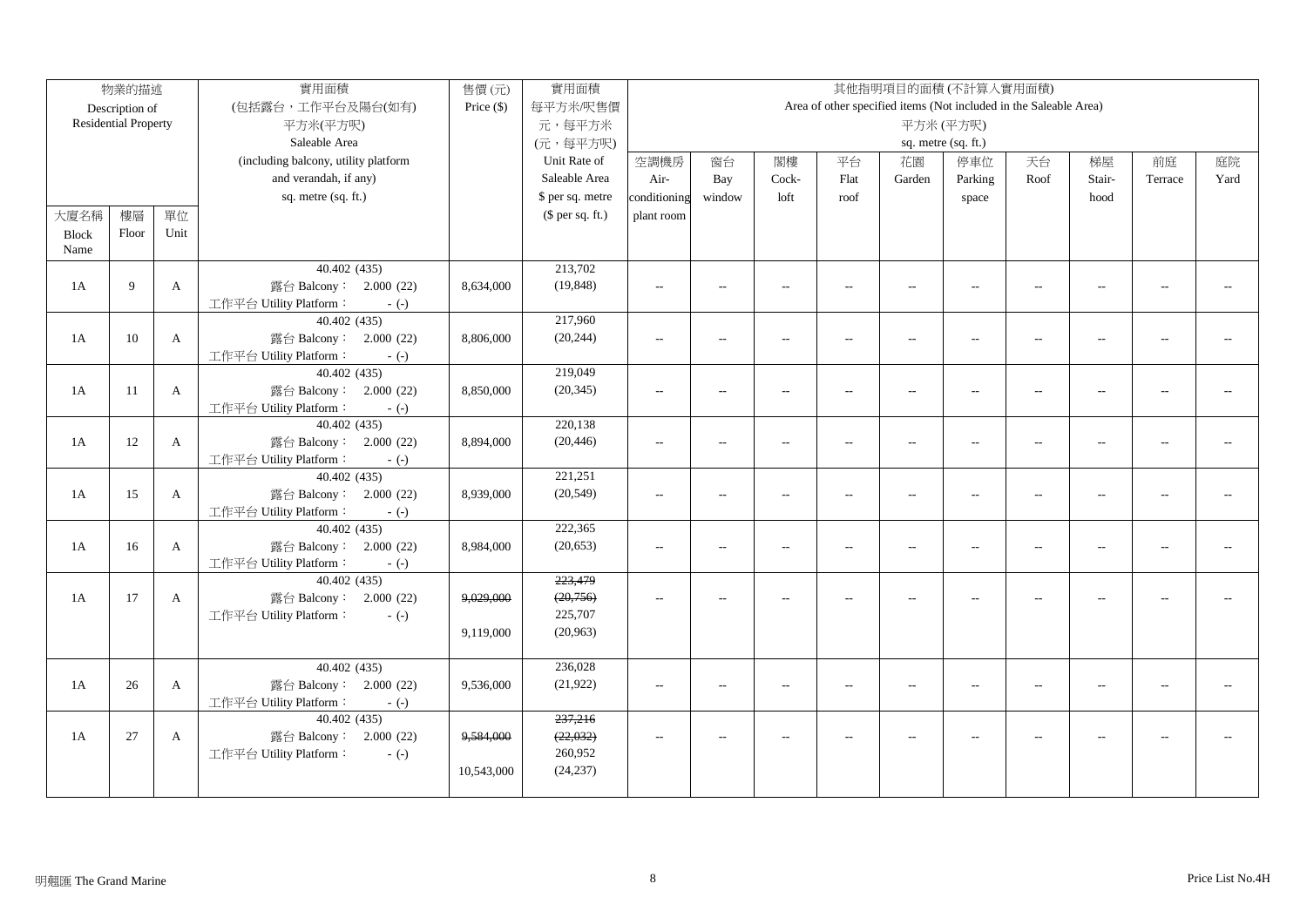| 物業的描述 Description of Residential Property | | | 實用面積 (包括露台，工作平台及陽台(如有) 平方米(平方呎) Saleable Area (including balcony, utility platform and verandah, if any) sq. metre (sq. ft.) | 售價 (元) Price ($) | 實用面積 每平方米/呎售價 元，每平方米 (元，每平方呎) Unit Rate of Saleable Area $ per sq. metre ($ per sq. ft.) | 其他指明項目的面積 (不計算入實用面積) Area of other specified items (Not included in the Saleable Area) 平方米 (平方呎) sq. metre (sq. ft.) | | | | | | | | | |
|---|---|---|---|---|---|---|---|---|---|---|---|---|---|---|---|
| 大廈名稱 Block Name | 樓層 Floor | 單位 Unit | | | | 空調機房 Air-conditioning plant room | 窗台 Bay window | 閣樓 Cock-loft | 平台 Flat roof | 花園 Garden | 停車位 Parking space | 天台 Roof | 梯屋 Stair-hood | 前庭 Terrace | 庭院 Yard |
| 1A | 9 | A | 40.402 (435) 露台 Balcony： 2.000 (22) 工作平台 Utility Platform： - (-) | 8,634,000 | 213,702 (19,848) | -- | -- | -- | -- | -- | -- | -- | -- | -- | -- |
| 1A | 10 | A | 40.402 (435) 露台 Balcony： 2.000 (22) 工作平台 Utility Platform： - (-) | 8,806,000 | 217,960 (20,244) | -- | -- | -- | -- | -- | -- | -- | -- | -- | -- |
| 1A | 11 | A | 40.402 (435) 露台 Balcony： 2.000 (22) 工作平台 Utility Platform： - (-) | 8,850,000 | 219,049 (20,345) | -- | -- | -- | -- | -- | -- | -- | -- | -- | -- |
| 1A | 12 | A | 40.402 (435) 露台 Balcony： 2.000 (22) 工作平台 Utility Platform： - (-) | 8,894,000 | 220,138 (20,446) | -- | -- | -- | -- | -- | -- | -- | -- | -- | -- |
| 1A | 15 | A | 40.402 (435) 露台 Balcony： 2.000 (22) 工作平台 Utility Platform： - (-) | 8,939,000 | 221,251 (20,549) | -- | -- | -- | -- | -- | -- | -- | -- | -- | -- |
| 1A | 16 | A | 40.402 (435) 露台 Balcony： 2.000 (22) 工作平台 Utility Platform： - (-) | 8,984,000 | 222,365 (20,653) | -- | -- | -- | -- | -- | -- | -- | -- | -- | -- |
| 1A | 17 | A | 40.402 (435) 露台 Balcony： 2.000 (22) 工作平台 Utility Platform： - (-) | ~~9,029,000~~ 9,119,000 | ~~223,479~~ ~~(20,756)~~ 225,707 (20,963) | -- | -- | -- | -- | -- | -- | -- | -- | -- | -- |
| 1A | 26 | A | 40.402 (435) 露台 Balcony： 2.000 (22) 工作平台 Utility Platform： - (-) | 9,536,000 | 236,028 (21,922) | -- | -- | -- | -- | -- | -- | -- | -- | -- | -- |
| 1A | 27 | A | 40.402 (435) 露台 Balcony： 2.000 (22) 工作平台 Utility Platform： - (-) | ~~9,584,000~~ 10,543,000 | ~~237,216~~ ~~(22,032)~~ 260,952 (24,237) | -- | -- | -- | -- | -- | -- | -- | -- | -- | -- |

明翹匯 The Grand Marine

Price List No.4H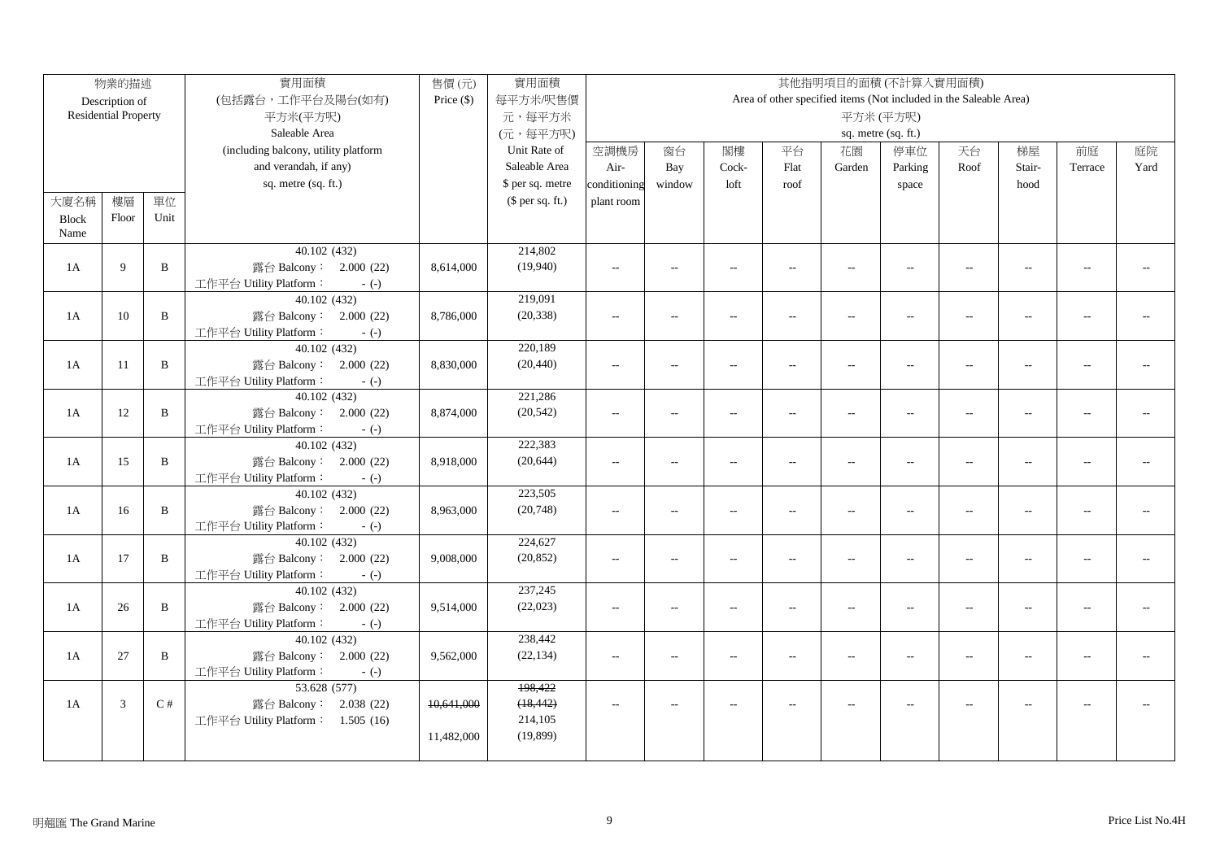| 物業的描述 Description of Residential Property | | | 實用面積 (包括露台，工作平台及陽台(如有) 平方米(平方呎) Saleable Area (including balcony, utility platform and verandah, if any) sq. metre (sq. ft.) | 售價 (元) Price ($) | 實用面積 每平方米/呎售價 元，每平方米 (元，每平方呎) Unit Rate of Saleable Area $ per sq. metre ($ per sq. ft.) | 其他指明項目的面積 (不計算入實用面積) Area of other specified items (Not included in the Saleable Area) 平方米 (平方呎) sq. metre (sq. ft.) | | | | | | | | | |
|---|---|---|---|---|---|---|---|---|---|---|---|---|---|---|---|
| 大廈名稱 Block Name | 樓層 Floor | 單位 Unit | | | | 空調機房 Air-conditioning plant room | 窗台 Bay window | 閣樓 Cock-loft | 平台 Flat roof | 花園 Garden | 停車位 Parking space | 天台 Roof | 梯屋 Stair-hood | 前庭 Terrace | 庭院 Yard |
| 1A | 9 | B | 40.102 (432) 露台 Balcony： 2.000 (22) 工作平台 Utility Platform： - (-) | 8,614,000 | 214,802 (19,940) | -- | -- | -- | -- | -- | -- | -- | -- | -- | -- |
| 1A | 10 | B | 40.102 (432) 露台 Balcony： 2.000 (22) 工作平台 Utility Platform： - (-) | 8,786,000 | 219,091 (20,338) | -- | -- | -- | -- | -- | -- | -- | -- | -- | -- |
| 1A | 11 | B | 40.102 (432) 露台 Balcony： 2.000 (22) 工作平台 Utility Platform： - (-) | 8,830,000 | 220,189 (20,440) | -- | -- | -- | -- | -- | -- | -- | -- | -- | -- |
| 1A | 12 | B | 40.102 (432) 露台 Balcony： 2.000 (22) 工作平台 Utility Platform： - (-) | 8,874,000 | 221,286 (20,542) | -- | -- | -- | -- | -- | -- | -- | -- | -- | -- |
| 1A | 15 | B | 40.102 (432) 露台 Balcony： 2.000 (22) 工作平台 Utility Platform： - (-) | 8,918,000 | 222,383 (20,644) | -- | -- | -- | -- | -- | -- | -- | -- | -- | -- |
| 1A | 16 | B | 40.102 (432) 露台 Balcony： 2.000 (22) 工作平台 Utility Platform： - (-) | 8,963,000 | 223,505 (20,748) | -- | -- | -- | -- | -- | -- | -- | -- | -- | -- |
| 1A | 17 | B | 40.102 (432) 露台 Balcony： 2.000 (22) 工作平台 Utility Platform： - (-) | 9,008,000 | 224,627 (20,852) | -- | -- | -- | -- | -- | -- | -- | -- | -- | -- |
| 1A | 26 | B | 40.102 (432) 露台 Balcony： 2.000 (22) 工作平台 Utility Platform： - (-) | 9,514,000 | 237,245 (22,023) | -- | -- | -- | -- | -- | -- | -- | -- | -- | -- |
| 1A | 27 | B | 40.102 (432) 露台 Balcony： 2.000 (22) 工作平台 Utility Platform： - (-) | 9,562,000 | 238,442 (22,134) | -- | -- | -- | -- | -- | -- | -- | -- | -- | -- |
| 1A | 3 | C # | 53.628 (577) 露台 Balcony： 2.038 (22) 工作平台 Utility Platform： 1.505 (16) | ~~10,641,000~~ 11,482,000 | ~~198,422 (18,442)~~ 214,105 (19,899) | -- | -- | -- | -- | -- | -- | -- | -- | -- | -- |

明翹匯 The Grand Marine

Price List No.4H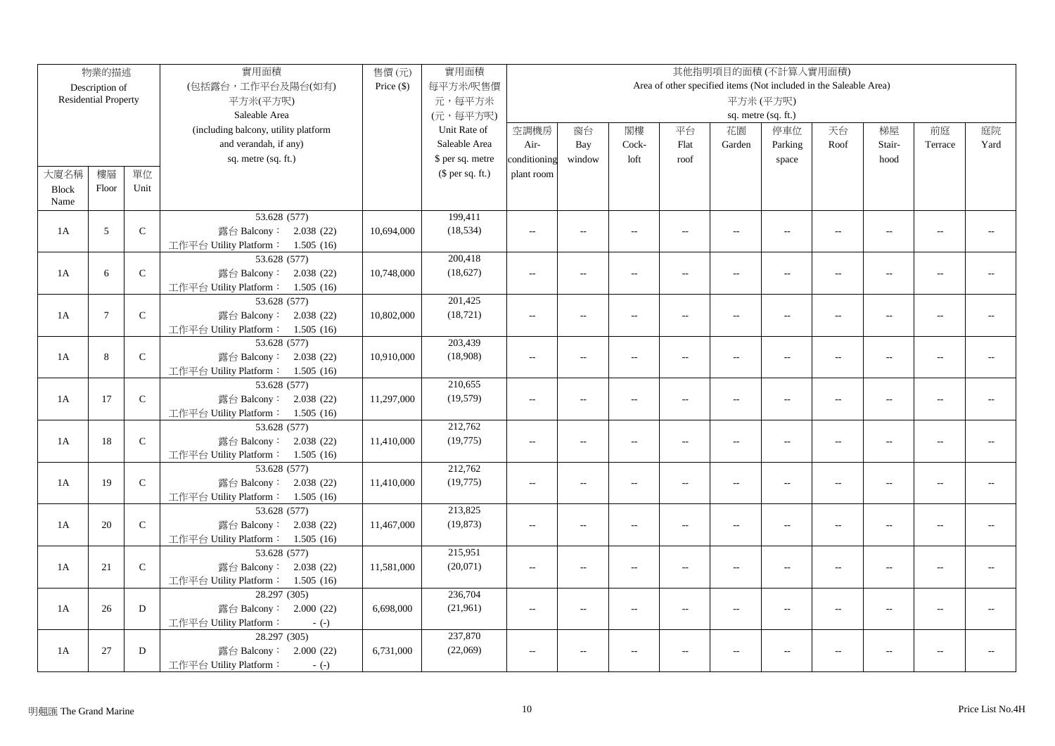| 物業的描述 Description of Residential Property | | | 實用面積 (包括露台，工作平台及陽台(如有) 平方米(平方呎) Saleable Area (including balcony, utility platform and verandah, if any) sq. metre (sq. ft.) | 售價 (元) Price ($) | 實用面積 每平方米/呎售價 元，每平方米 (元，每平方呎) Unit Rate of Saleable Area $ per sq. metre ($ per sq. ft.) | 其他指明項目的面積 (不計算入實用面積) Area of other specified items (Not included in the Saleable Area) 平方米 (平方呎) sq. metre (sq. ft.) | | | | | | | | | |
|---|---|---|---|---|---|---|---|---|---|---|---|---|---|---|---|
| 大廈名稱 Block Name | 樓層 Floor | 單位 Unit | | | | 空調機房 Air-conditioning plant room | 窗台 Bay window | 閣樓 Cock-loft | 平台 Flat roof | 花園 Garden | 停車位 Parking space | 天台 Roof | 梯屋 Stair-hood | 前庭 Terrace | 庭院 Yard |
| 1A | 5 | C | 53.628 (577) 露台 Balcony： 2.038 (22) 工作平台 Utility Platform： 1.505 (16) | 10,694,000 | 199,411 (18,534) | -- | -- | -- | -- | -- | -- | -- | -- | -- | -- |
| 1A | 6 | C | 53.628 (577) 露台 Balcony： 2.038 (22) 工作平台 Utility Platform： 1.505 (16) | 10,748,000 | 200,418 (18,627) | -- | -- | -- | -- | -- | -- | -- | -- | -- | -- |
| 1A | 7 | C | 53.628 (577) 露台 Balcony： 2.038 (22) 工作平台 Utility Platform： 1.505 (16) | 10,802,000 | 201,425 (18,721) | -- | -- | -- | -- | -- | -- | -- | -- | -- | -- |
| 1A | 8 | C | 53.628 (577) 露台 Balcony： 2.038 (22) 工作平台 Utility Platform： 1.505 (16) | 10,910,000 | 203,439 (18,908) | -- | -- | -- | -- | -- | -- | -- | -- | -- | -- |
| 1A | 17 | C | 53.628 (577) 露台 Balcony： 2.038 (22) 工作平台 Utility Platform： 1.505 (16) | 11,297,000 | 210,655 (19,579) | -- | -- | -- | -- | -- | -- | -- | -- | -- | -- |
| 1A | 18 | C | 53.628 (577) 露台 Balcony： 2.038 (22) 工作平台 Utility Platform： 1.505 (16) | 11,410,000 | 212,762 (19,775) | -- | -- | -- | -- | -- | -- | -- | -- | -- | -- |
| 1A | 19 | C | 53.628 (577) 露台 Balcony： 2.038 (22) 工作平台 Utility Platform： 1.505 (16) | 11,410,000 | 212,762 (19,775) | -- | -- | -- | -- | -- | -- | -- | -- | -- | -- |
| 1A | 20 | C | 53.628 (577) 露台 Balcony： 2.038 (22) 工作平台 Utility Platform： 1.505 (16) | 11,467,000 | 213,825 (19,873) | -- | -- | -- | -- | -- | -- | -- | -- | -- | -- |
| 1A | 21 | C | 53.628 (577) 露台 Balcony： 2.038 (22) 工作平台 Utility Platform： 1.505 (16) | 11,581,000 | 215,951 (20,071) | -- | -- | -- | -- | -- | -- | -- | -- | -- | -- |
| 1A | 26 | D | 28.297 (305) 露台 Balcony： 2.000 (22) 工作平台 Utility Platform： - (-) | 6,698,000 | 236,704 (21,961) | -- | -- | -- | -- | -- | -- | -- | -- | -- | -- |
| 1A | 27 | D | 28.297 (305) 露台 Balcony： 2.000 (22) 工作平台 Utility Platform： - (-) | 6,731,000 | 237,870 (22,069) | -- | -- | -- | -- | -- | -- | -- | -- | -- | -- |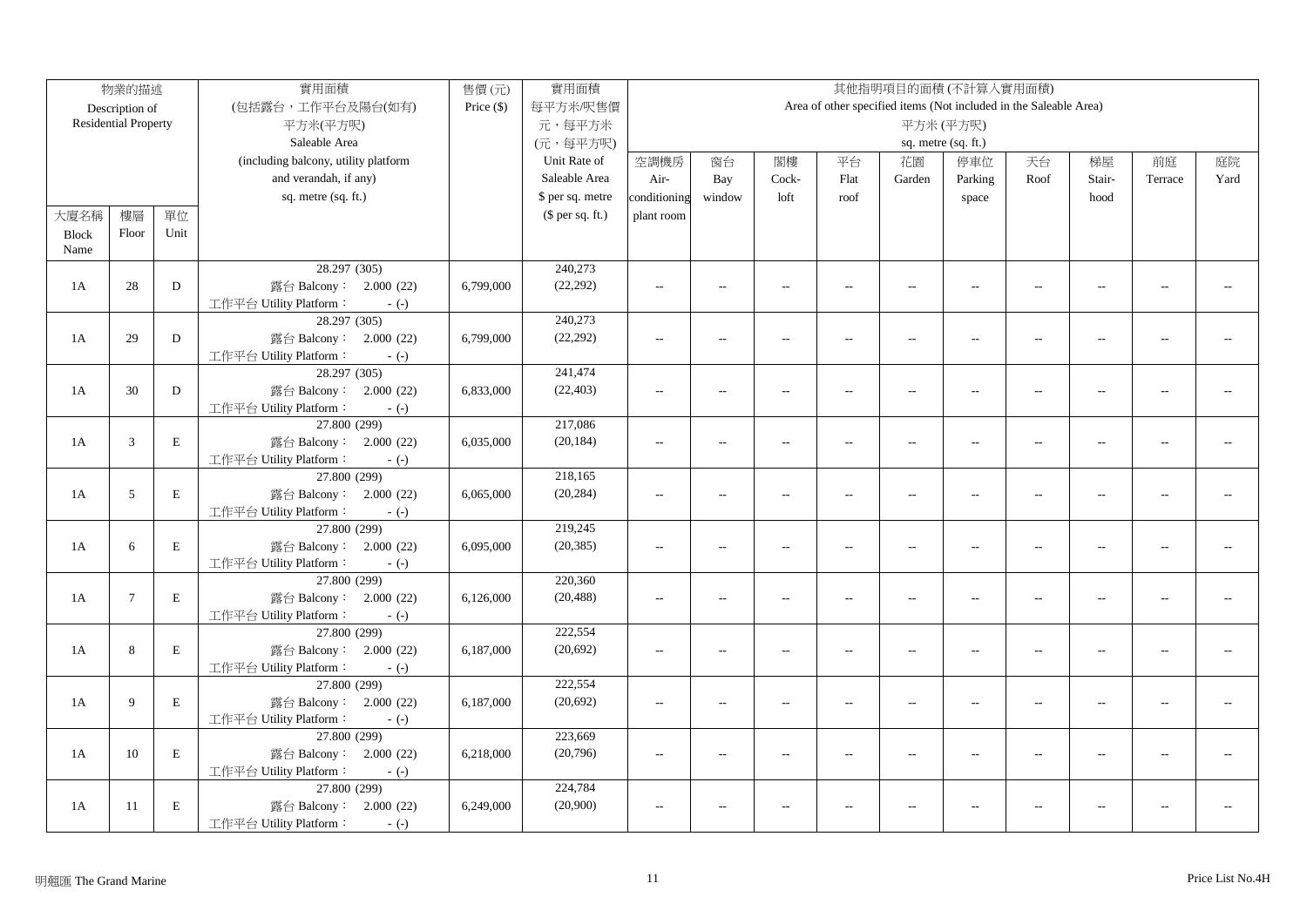| 物業的描述 Description of Residential Property | | | 實用面積 (包括露台，工作平台及陽台(如有) 平方米(平方呎) Saleable Area (including balcony, utility platform and verandah, if any) sq. metre (sq. ft.) | 售價 (元) Price ($) | 實用面積 每平方米/呎售價 元，每平方米 (元，每平方呎) Unit Rate of Saleable Area $ per sq. metre ($ per sq. ft.) | 其他指明項目的面積 (不計算入實用面積) Area of other specified items (Not included in the Saleable Area) 平方米 (平方呎) sq. metre (sq. ft.) | | | | | | | | | |
|---|---|---|---|---|---|---|---|---|---|---|---|---|---|---|---|
| 大廈名稱 Block Name | 樓層 Floor | 單位 Unit | | | | 空調機房 Air-conditioning plant room | 窗台 Bay window | 閣樓 Cock-loft | 平台 Flat roof | 花園 Garden | 停車位 Parking space | 天台 Roof | 梯屋 Stair-hood | 前庭 Terrace | 庭院 Yard |
| 1A | 28 | D | 28.297 (305) 露台 Balcony： 2.000 (22) 工作平台 Utility Platform： - (-) | 6,799,000 | 240,273 (22,292) | -- | -- | -- | -- | -- | -- | -- | -- | -- | -- |
| 1A | 29 | D | 28.297 (305) 露台 Balcony： 2.000 (22) 工作平台 Utility Platform： - (-) | 6,799,000 | 240,273 (22,292) | -- | -- | -- | -- | -- | -- | -- | -- | -- | -- |
| 1A | 30 | D | 28.297 (305) 露台 Balcony： 2.000 (22) 工作平台 Utility Platform： - (-) | 6,833,000 | 241,474 (22,403) | -- | -- | -- | -- | -- | -- | -- | -- | -- | -- |
| 1A | 3 | E | 27.800 (299) 露台 Balcony： 2.000 (22) 工作平台 Utility Platform： - (-) | 6,035,000 | 217,086 (20,184) | -- | -- | -- | -- | -- | -- | -- | -- | -- | -- |
| 1A | 5 | E | 27.800 (299) 露台 Balcony： 2.000 (22) 工作平台 Utility Platform： - (-) | 6,065,000 | 218,165 (20,284) | -- | -- | -- | -- | -- | -- | -- | -- | -- | -- |
| 1A | 6 | E | 27.800 (299) 露台 Balcony： 2.000 (22) 工作平台 Utility Platform： - (-) | 6,095,000 | 219,245 (20,385) | -- | -- | -- | -- | -- | -- | -- | -- | -- | -- |
| 1A | 7 | E | 27.800 (299) 露台 Balcony： 2.000 (22) 工作平台 Utility Platform： - (-) | 6,126,000 | 220,360 (20,488) | -- | -- | -- | -- | -- | -- | -- | -- | -- | -- |
| 1A | 8 | E | 27.800 (299) 露台 Balcony： 2.000 (22) 工作平台 Utility Platform： - (-) | 6,187,000 | 222,554 (20,692) | -- | -- | -- | -- | -- | -- | -- | -- | -- | -- |
| 1A | 9 | E | 27.800 (299) 露台 Balcony： 2.000 (22) 工作平台 Utility Platform： - (-) | 6,187,000 | 222,554 (20,692) | -- | -- | -- | -- | -- | -- | -- | -- | -- | -- |
| 1A | 10 | E | 27.800 (299) 露台 Balcony： 2.000 (22) 工作平台 Utility Platform： - (-) | 6,218,000 | 223,669 (20,796) | -- | -- | -- | -- | -- | -- | -- | -- | -- | -- |
| 1A | 11 | E | 27.800 (299) 露台 Balcony： 2.000 (22) 工作平台 Utility Platform： - (-) | 6,249,000 | 224,784 (20,900) | -- | -- | -- | -- | -- | -- | -- | -- | -- | -- |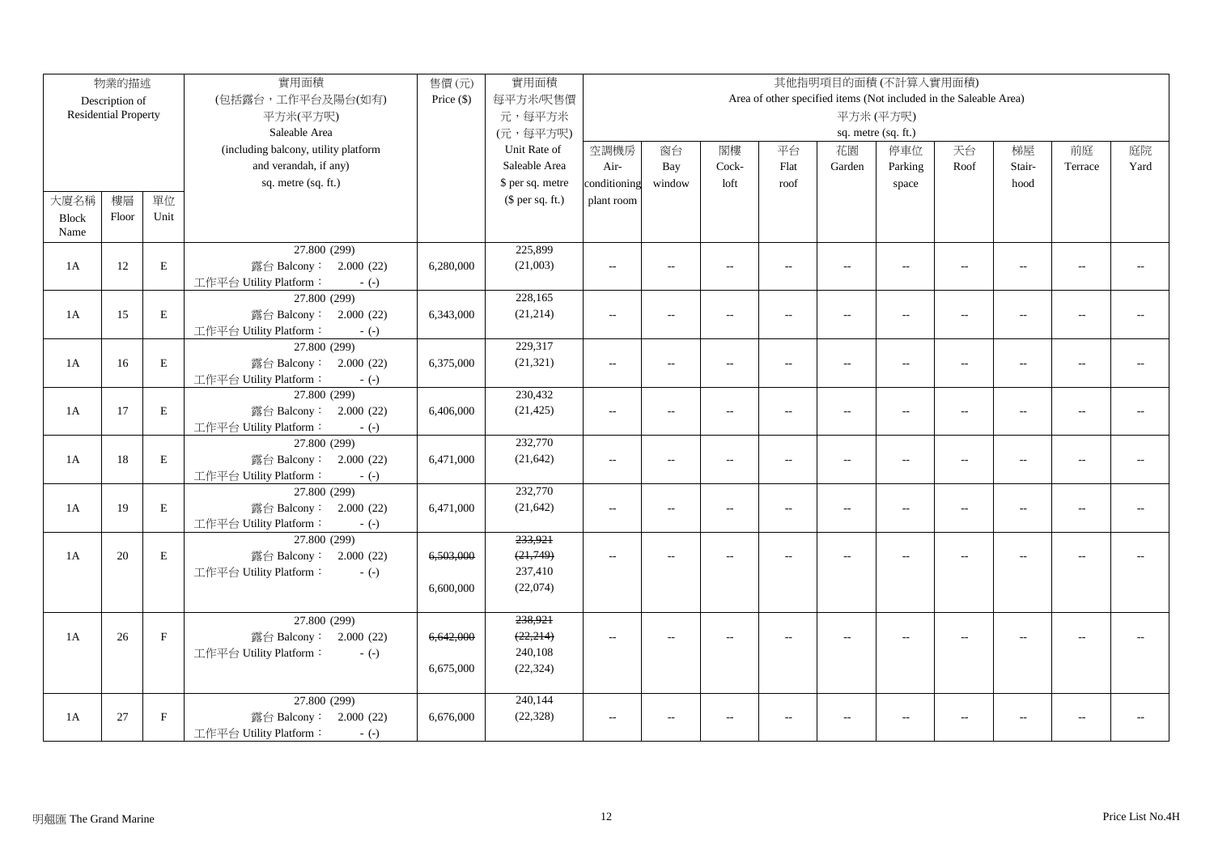| 物業的描述 Description of Residential Property | | | 實用面積 (包括露台，工作平台及陽台(如有) 平方米(平方呎) Saleable Area (including balcony, utility platform and verandah, if any) sq. metre (sq. ft.) | 售價 (元) Price ($) | 實用面積 每平方米/呎售價 元，每平方米 (元，每平方呎) Unit Rate of Saleable Area $ per sq. metre ($ per sq. ft.) | 其他指明項目的面積 (不計算入實用面積) Area of other specified items (Not included in the Saleable Area) 平方米 (平方呎) sq. metre (sq. ft.) | | | | | | | | | |
|---|---|---|---|---|---|---|---|---|---|---|---|---|---|---|---|
| 大廈名稱 Block Name | 樓層 Floor | 單位 Unit | | | | 空調機房 Air-conditioning plant room | 窗台 Bay window | 閣樓 Cock-loft | 平台 Flat roof | 花園 Garden | 停車位 Parking space | 天台 Roof | 梯屋 Stair-hood | 前庭 Terrace | 庭院 Yard |
| 1A | 12 | E | 27.800 (299) 露台 Balcony： 2.000 (22) 工作平台 Utility Platform： - (-) | 6,280,000 | 225,899 (21,003) | -- | -- | -- | -- | -- | -- | -- | -- | -- | -- |
| 1A | 15 | E | 27.800 (299) 露台 Balcony： 2.000 (22) 工作平台 Utility Platform： - (-) | 6,343,000 | 228,165 (21,214) | -- | -- | -- | -- | -- | -- | -- | -- | -- | -- |
| 1A | 16 | E | 27.800 (299) 露台 Balcony： 2.000 (22) 工作平台 Utility Platform： - (-) | 6,375,000 | 229,317 (21,321) | -- | -- | -- | -- | -- | -- | -- | -- | -- | -- |
| 1A | 17 | E | 27.800 (299) 露台 Balcony： 2.000 (22) 工作平台 Utility Platform： - (-) | 6,406,000 | 230,432 (21,425) | -- | -- | -- | -- | -- | -- | -- | -- | -- | -- |
| 1A | 18 | E | 27.800 (299) 露台 Balcony： 2.000 (22) 工作平台 Utility Platform： - (-) | 6,471,000 | 232,770 (21,642) | -- | -- | -- | -- | -- | -- | -- | -- | -- | -- |
| 1A | 19 | E | 27.800 (299) 露台 Balcony： 2.000 (22) 工作平台 Utility Platform： - (-) | 6,471,000 | 232,770 (21,642) | -- | -- | -- | -- | -- | -- | -- | -- | -- | -- |
| 1A | 20 | E | 27.800 (299) 露台 Balcony： 2.000 (22) 工作平台 Utility Platform： - (-) | ~~6,503,000~~ 6,600,000 | ~~233,921~~ ~~(21,749)~~ 237,410 (22,074) | -- | -- | -- | -- | -- | -- | -- | -- | -- | -- |
| 1A | 26 | F | 27.800 (299) 露台 Balcony： 2.000 (22) 工作平台 Utility Platform： - (-) | ~~6,642,000~~ 6,675,000 | ~~238,921~~ ~~(22,214)~~ 240,108 (22,324) | -- | -- | -- | -- | -- | -- | -- | -- | -- | -- |
| 1A | 27 | F | 27.800 (299) 露台 Balcony： 2.000 (22) 工作平台 Utility Platform： - (-) | 6,676,000 | 240,144 (22,328) | -- | -- | -- | -- | -- | -- | -- | -- | -- | -- |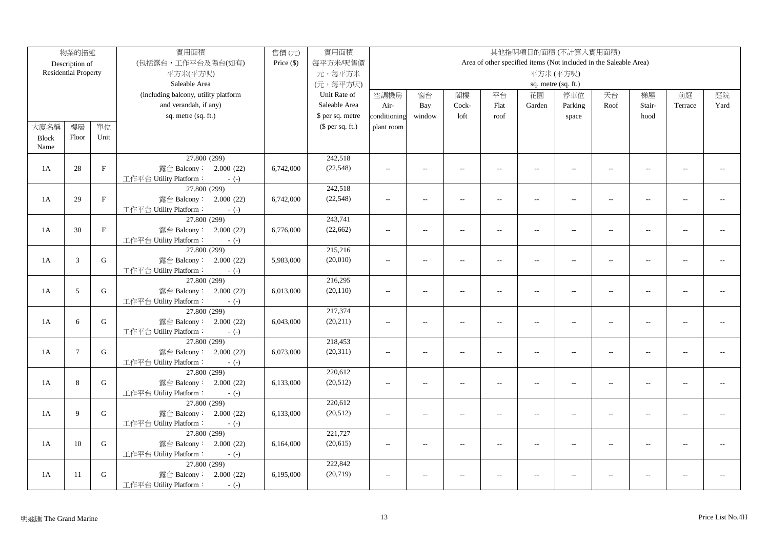| 物業的描述 Description of Residential Property | | | 實用面積 (包括露台，工作平台及陽台(如有) 平方米(平方呎) Saleable Area (including balcony, utility platform and verandah, if any) sq. metre (sq. ft.) | 售價 (元) Price ($) | 實用面積 每平方米/呎售價 元，每平方米 (元，每平方呎) Unit Rate of Saleable Area $ per sq. metre ($ per sq. ft.) | 其他指明項目的面積 (不計算入實用面積) Area of other specified items (Not included in the Saleable Area) 平方米 (平方呎) sq. metre (sq. ft.) | | | | | | | | | |
|---|---|---|---|---|---|---|---|---|---|---|---|---|---|---|---|
| 大廈名稱 Block Name | 樓層 Floor | 單位 Unit | | | | 空調機房 Air-conditioning plant room | 窗台 Bay window | 閣樓 Cock-loft | 平台 Flat roof | 花園 Garden | 停車位 Parking space | 天台 Roof | 梯屋 Stair-hood | 前庭 Terrace | 庭院 Yard |
| 1A | 28 | F | 27.800 (299) 露台 Balcony： 2.000 (22) 工作平台 Utility Platform： - (-) | 6,742,000 | 242,518 (22,548) | -- | -- | -- | -- | -- | -- | -- | -- | -- | -- |
| 1A | 29 | F | 27.800 (299) 露台 Balcony： 2.000 (22) 工作平台 Utility Platform： - (-) | 6,742,000 | 242,518 (22,548) | -- | -- | -- | -- | -- | -- | -- | -- | -- | -- |
| 1A | 30 | F | 27.800 (299) 露台 Balcony： 2.000 (22) 工作平台 Utility Platform： - (-) | 6,776,000 | 243,741 (22,662) | -- | -- | -- | -- | -- | -- | -- | -- | -- | -- |
| 1A | 3 | G | 27.800 (299) 露台 Balcony： 2.000 (22) 工作平台 Utility Platform： - (-) | 5,983,000 | 215,216 (20,010) | -- | -- | -- | -- | -- | -- | -- | -- | -- | -- |
| 1A | 5 | G | 27.800 (299) 露台 Balcony： 2.000 (22) 工作平台 Utility Platform： - (-) | 6,013,000 | 216,295 (20,110) | -- | -- | -- | -- | -- | -- | -- | -- | -- | -- |
| 1A | 6 | G | 27.800 (299) 露台 Balcony： 2.000 (22) 工作平台 Utility Platform： - (-) | 6,043,000 | 217,374 (20,211) | -- | -- | -- | -- | -- | -- | -- | -- | -- | -- |
| 1A | 7 | G | 27.800 (299) 露台 Balcony： 2.000 (22) 工作平台 Utility Platform： - (-) | 6,073,000 | 218,453 (20,311) | -- | -- | -- | -- | -- | -- | -- | -- | -- | -- |
| 1A | 8 | G | 27.800 (299) 露台 Balcony： 2.000 (22) 工作平台 Utility Platform： - (-) | 6,133,000 | 220,612 (20,512) | -- | -- | -- | -- | -- | -- | -- | -- | -- | -- |
| 1A | 9 | G | 27.800 (299) 露台 Balcony： 2.000 (22) 工作平台 Utility Platform： - (-) | 6,133,000 | 220,612 (20,512) | -- | -- | -- | -- | -- | -- | -- | -- | -- | -- |
| 1A | 10 | G | 27.800 (299) 露台 Balcony： 2.000 (22) 工作平台 Utility Platform： - (-) | 6,164,000 | 221,727 (20,615) | -- | -- | -- | -- | -- | -- | -- | -- | -- | -- |
| 1A | 11 | G | 27.800 (299) 露台 Balcony： 2.000 (22) 工作平台 Utility Platform： - (-) | 6,195,000 | 222,842 (20,719) | -- | -- | -- | -- | -- | -- | -- | -- | -- | -- |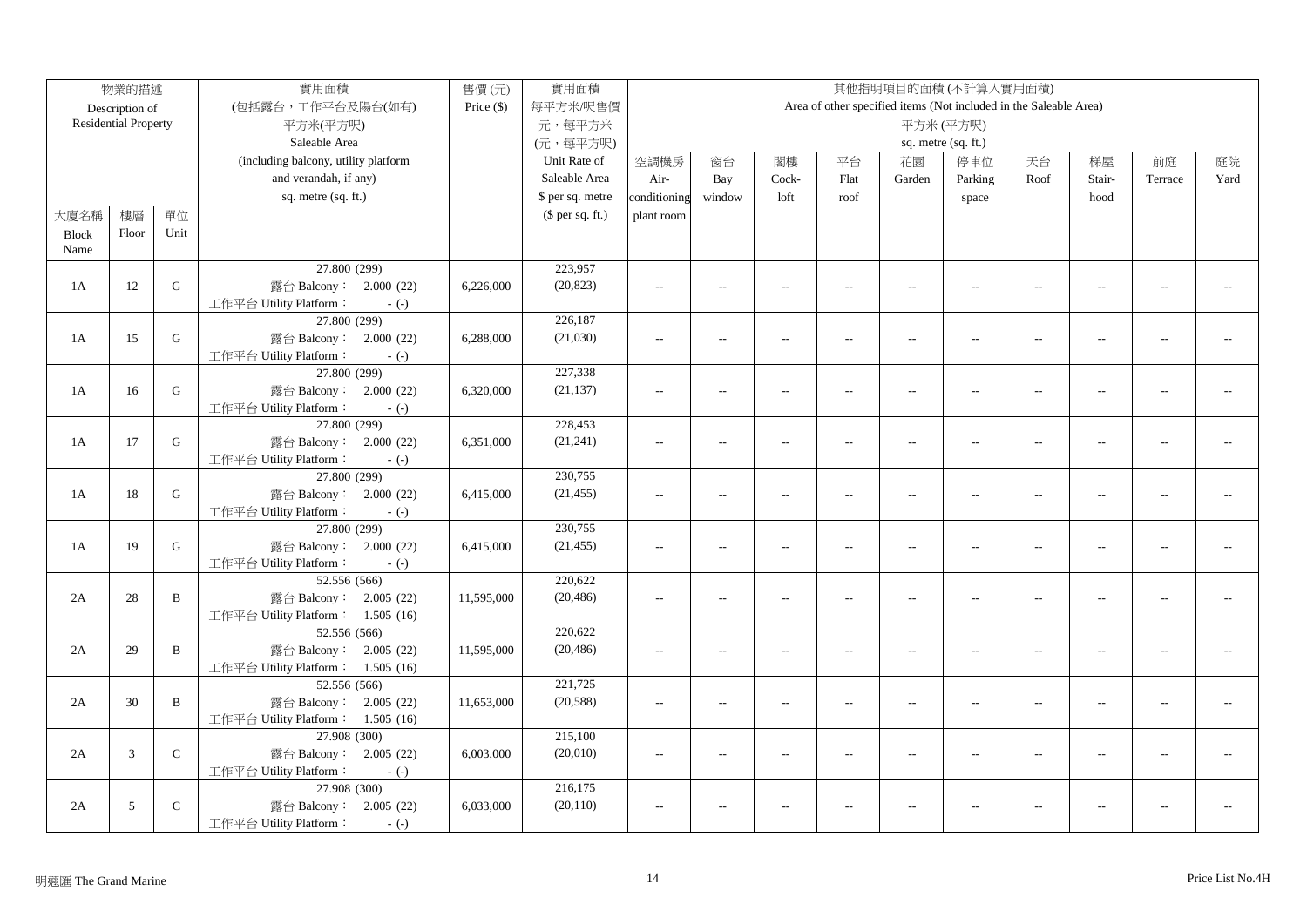| 物業的描述 Description of Residential Property | | | 實用面積 (包括露台，工作平台及陽台(如有) 平方米(平方呎) Saleable Area (including balcony, utility platform and verandah, if any) sq. metre (sq. ft.) | 售價 (元) Price ($) | 實用面積 每平方米/呎售價 元，每平方米 (元，每平方呎) Unit Rate of Saleable Area $ per sq. metre ($ per sq. ft.) | 其他指明項目的面積 (不計算入實用面積) Area of other specified items (Not included in the Saleable Area) 平方米 (平方呎) sq. metre (sq. ft.) | | | | | | | | | |
|---|---|---|---|---|---|---|---|---|---|---|---|---|---|---|---|
| 大廈名稱 Block Name | 樓層 Floor | 單位 Unit | | | | 空調機房 Air-conditioning plant room | 窗台 Bay window | 閣樓 Cock-loft | 平台 Flat roof | 花園 Garden | 停車位 Parking space | 天台 Roof | 梯屋 Stair-hood | 前庭 Terrace | 庭院 Yard |
| 1A | 12 | G | 27.800 (299) 露台 Balcony： 2.000 (22) 工作平台 Utility Platform： - (-) | 6,226,000 | 223,957 (20,823) | -- | -- | -- | -- | -- | -- | -- | -- | -- | -- |
| 1A | 15 | G | 27.800 (299) 露台 Balcony： 2.000 (22) 工作平台 Utility Platform： - (-) | 6,288,000 | 226,187 (21,030) | -- | -- | -- | -- | -- | -- | -- | -- | -- | -- |
| 1A | 16 | G | 27.800 (299) 露台 Balcony： 2.000 (22) 工作平台 Utility Platform： - (-) | 6,320,000 | 227,338 (21,137) | -- | -- | -- | -- | -- | -- | -- | -- | -- | -- |
| 1A | 17 | G | 27.800 (299) 露台 Balcony： 2.000 (22) 工作平台 Utility Platform： - (-) | 6,351,000 | 228,453 (21,241) | -- | -- | -- | -- | -- | -- | -- | -- | -- | -- |
| 1A | 18 | G | 27.800 (299) 露台 Balcony： 2.000 (22) 工作平台 Utility Platform： - (-) | 6,415,000 | 230,755 (21,455) | -- | -- | -- | -- | -- | -- | -- | -- | -- | -- |
| 1A | 19 | G | 27.800 (299) 露台 Balcony： 2.000 (22) 工作平台 Utility Platform： - (-) | 6,415,000 | 230,755 (21,455) | -- | -- | -- | -- | -- | -- | -- | -- | -- | -- |
| 2A | 28 | B | 52.556 (566) 露台 Balcony： 2.005 (22) 工作平台 Utility Platform： 1.505 (16) | 11,595,000 | 220,622 (20,486) | -- | -- | -- | -- | -- | -- | -- | -- | -- | -- |
| 2A | 29 | B | 52.556 (566) 露台 Balcony： 2.005 (22) 工作平台 Utility Platform： 1.505 (16) | 11,595,000 | 220,622 (20,486) | -- | -- | -- | -- | -- | -- | -- | -- | -- | -- |
| 2A | 30 | B | 52.556 (566) 露台 Balcony： 2.005 (22) 工作平台 Utility Platform： 1.505 (16) | 11,653,000 | 221,725 (20,588) | -- | -- | -- | -- | -- | -- | -- | -- | -- | -- |
| 2A | 3 | C | 27.908 (300) 露台 Balcony： 2.005 (22) 工作平台 Utility Platform： - (-) | 6,003,000 | 215,100 (20,010) | -- | -- | -- | -- | -- | -- | -- | -- | -- | -- |
| 2A | 5 | C | 27.908 (300) 露台 Balcony： 2.005 (22) 工作平台 Utility Platform： - (-) | 6,033,000 | 216,175 (20,110) | -- | -- | -- | -- | -- | -- | -- | -- | -- | -- |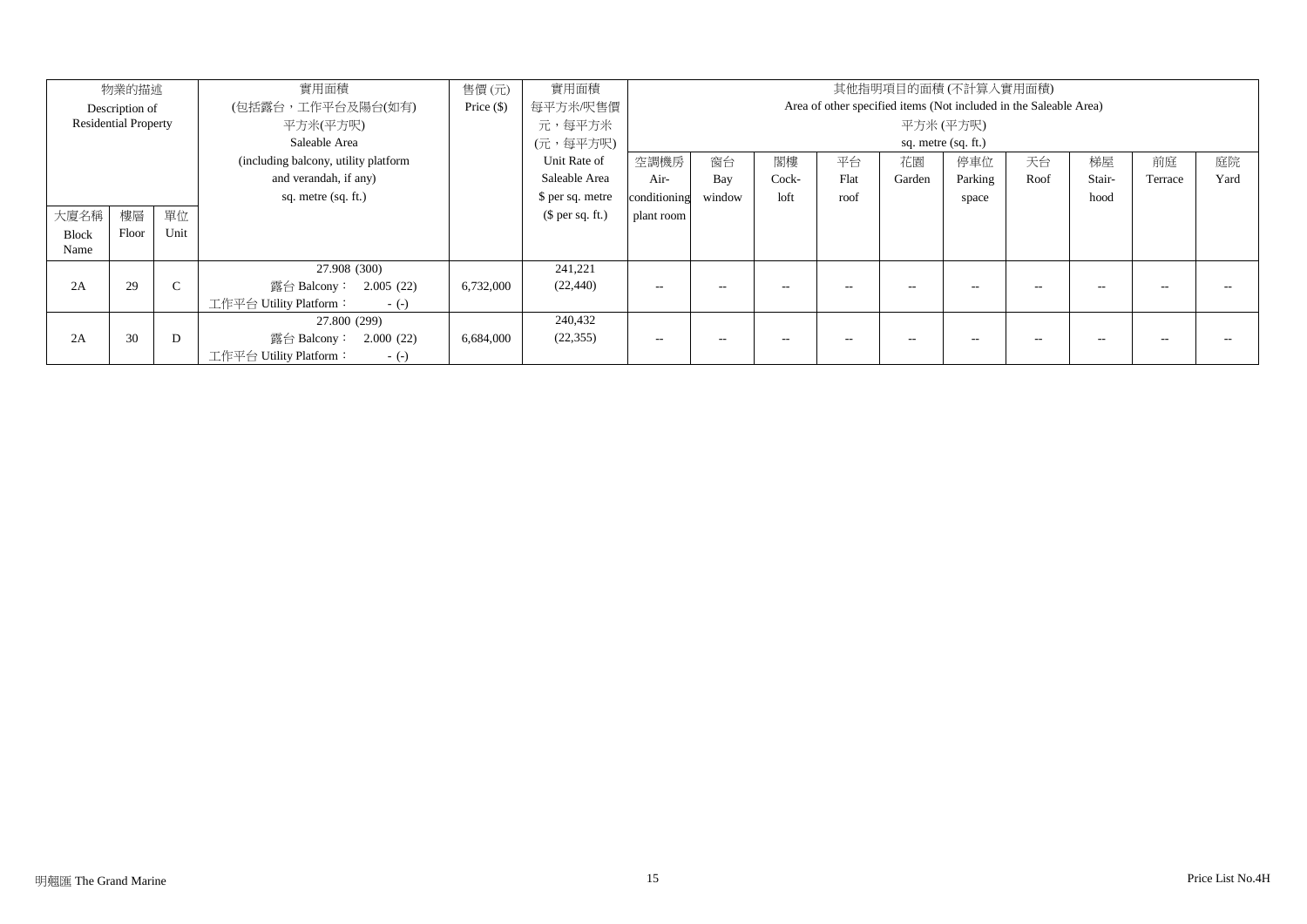| 物業的描述 Description of Residential Property | | | 實用面積 (包括露台，工作平台及陽台(如有) 平方米(平方呎) Saleable Area (including balcony, utility platform and verandah, if any) sq. metre (sq. ft.) | 售價 (元) Price ($) | 實用面積 每平方米/呎售價 元，每平方米 (元，每平方呎) Unit Rate of Saleable Area $ per sq. metre ($ per sq. ft.) | 其他指明項目的面積 (不計算入實用面積) Area of other specified items (Not included in the Saleable Area) 平方米 (平方呎) sq. metre (sq. ft.) | | | | | | | | | |
|---|---|---|---|---|---|---|---|---|---|---|---|---|---|---|---|
| 大廈名稱 Block Name | 樓層 Floor | 單位 Unit | | | | 空調機房 Air-conditioning plant room | 窗台 Bay window | 閣樓 Cock-loft | 平台 Flat roof | 花園 Garden | 停車位 Parking space | 天台 Roof | 梯屋 Stair-hood | 前庭 Terrace | 庭院 Yard |
| 2A | 29 | C | 27.908 (300) 露台 Balcony： 2.005 (22) 工作平台 Utility Platform： - (-) | 6,732,000 | 241,221 (22,440) | -- | -- | -- | -- | -- | -- | -- | -- | -- | -- |
| 2A | 30 | D | 27.800 (299) 露台 Balcony： 2.000 (22) 工作平台 Utility Platform： - (-) | 6,684,000 | 240,432 (22,355) | -- | -- | -- | -- | -- | -- | -- | -- | -- | -- |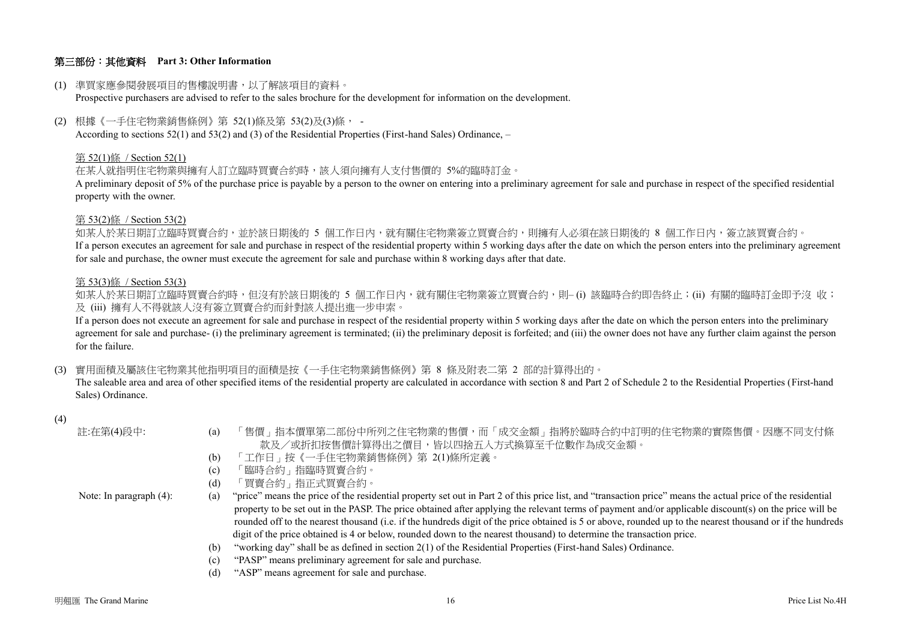## 第三部份：其他資料 Part 3: Other Information

(1) 準買家應參閱發展項目的售樓說明書，以了解該項目的資料。
Prospective purchasers are advised to refer to the sales brochure for the development for information on the development.

(2) 根據《一手住宅物業銷售條例》第 52(1)條及第 53(2)及(3)條， -
According to sections 52(1) and 53(2) and (3) of the Residential Properties (First-hand Sales) Ordinance, –

第 52(1)條 / Section 52(1)

在某人就指明住宅物業與擁有人訂立臨時買賣合約時，該人須向擁有人支付售價的 5%的臨時訂金。
A preliminary deposit of 5% of the purchase price is payable by a person to the owner on entering into a preliminary agreement for sale and purchase in respect of the specified residential property with the owner.

第 53(2)條 / Section 53(2)

如某人於某日期訂立臨時買賣合約，並於該日期後的 5 個工作日內，就有關住宅物業簽立買賣合約，則擁有人必須在該日期後的 8 個工作日內，簽立該買賣合約。
If a person executes an agreement for sale and purchase in respect of the residential property within 5 working days after the date on which the person enters into the preliminary agreement for sale and purchase, the owner must execute the agreement for sale and purchase within 8 working days after that date.

第 53(3)條 / Section 53(3)

如某人於某日期訂立臨時買賣合約時，但沒有於該日期後的 5 個工作日內，就有關住宅物業簽立買賣合約，則– (i) 該臨時合約即告終止；(ii) 有關的臨時訂金即予沒 收；及 (iii) 擁有人不得就該人沒有簽立買賣合約而針對該人提出進一步申索。
If a person does not execute an agreement for sale and purchase in respect of the residential property within 5 working days after the date on which the person enters into the preliminary agreement for sale and purchase- (i) the preliminary agreement is terminated; (ii) the preliminary deposit is forfeited; and (iii) the owner does not have any further claim against the person for the failure.

(3) 實用面積及屬該住宅物業其他指明項目的面積是按《一手住宅物業銷售條例》第 8 條及附表二第 2 部的計算得出的。
The saleable area and area of other specified items of the residential property are calculated in accordance with section 8 and Part 2 of Schedule 2 to the Residential Properties (First-hand Sales) Ordinance.

(4)

註:在第(4)段中:

(a) 「售價」指本價單第二部份中所列之住宅物業的售價，而「成交金額」指將於臨時合約中訂明的住宅物業的實際售價。因應不同支付條款及／或折扣按售價計算得出之價目，皆以四捨五入方式換算至千位數作為成交金額。
(b) 「工作日」按《一手住宅物業銷售條例》第 2(1)條所定義。
(c) 「臨時合約」指臨時買賣合約。
(d) 「買賣合約」指正式買賣合約。

Note: In paragraph (4):

(a) "price" means the price of the residential property set out in Part 2 of this price list, and "transaction price" means the actual price of the residential property to be set out in the PASP. The price obtained after applying the relevant terms of payment and/or applicable discount(s) on the price will be rounded off to the nearest thousand (i.e. if the hundreds digit of the price obtained is 5 or above, rounded up to the nearest thousand or if the hundreds digit of the price obtained is 4 or below, rounded down to the nearest thousand) to determine the transaction price.
(b) "working day" shall be as defined in section 2(1) of the Residential Properties (First-hand Sales) Ordinance.
(c) "PASP" means preliminary agreement for sale and purchase.
(d) "ASP" means agreement for sale and purchase.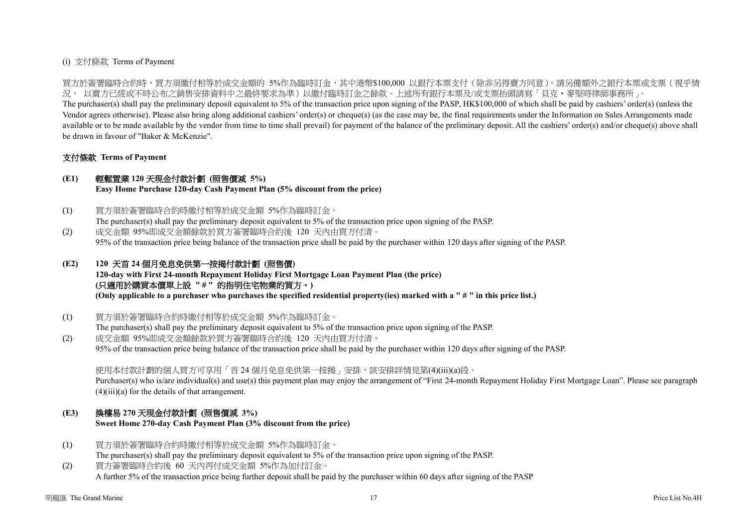(i) 支付條款 Terms of Payment

買方於簽署臨時合約時，買方須繳付相等於成交金額的 5%作為臨時訂金，其中港幣$100,000 以銀行本票支付（除非另得賣方同意）。請另備額外之銀行本票或支票（視乎情況， 以賣方已經或不時公布之銷售安排資料中之最終要求為準）以繳付臨時訂金之餘款。上述所有銀行本票及/或支票抬頭請寫「貝克・麥堅時律師事務所」。

The purchaser(s) shall pay the preliminary deposit equivalent to 5% of the transaction price upon signing of the PASP, HK$100,000 of which shall be paid by cashiers' order(s) (unless the Vendor agrees otherwise). Please also bring along additional cashiers' order(s) or cheque(s) (as the case may be, the final requirements under the Information on Sales Arrangements made available or to be made available by the vendor from time to time shall prevail) for payment of the balance of the preliminary deposit. All the cashiers' order(s) and/or cheque(s) above shall be drawn in favour of "Baker & McKenzie".

**支付條款 Terms of Payment**

**(E1) 輕鬆置業 120 天現金付款計劃 (照售價減 5%)**
**Easy Home Purchase 120-day Cash Payment Plan (5% discount from the price)**

(1) 買方須於簽署臨時合約時繳付相等於成交金額 5%作為臨時訂金。
The purchaser(s) shall pay the preliminary deposit equivalent to 5% of the transaction price upon signing of the PASP.

(2) 成交金額 95%即成交金額餘款於買方簽署臨時合約後 120 天內由買方付清。
95% of the transaction price being balance of the transaction price shall be paid by the purchaser within 120 days after signing of the PASP.

**(E2) 120 天首 24 個月免息免供第一按揭付款計劃 (照售價)**
**120-day with First 24-month Repayment Holiday First Mortgage Loan Payment Plan (the price)**
**(只適用於購買本價單上設 " # " 的指明住宅物業的買方。)**
**(Only applicable to a purchaser who purchases the specified residential property(ies) marked with a " # " in this price list.)**

(1) 買方須於簽署臨時合約時繳付相等於成交金額 5%作為臨時訂金。
The purchaser(s) shall pay the preliminary deposit equivalent to 5% of the transaction price upon signing of the PASP.

(2) 成交金額 95%即成交金額餘款於買方簽署臨時合約後 120 天內由買方付清。
95% of the transaction price being balance of the transaction price shall be paid by the purchaser within 120 days after signing of the PASP.

使用本付款計劃的個人買方可享用「首 24 個月免息免供第一按揭」安排，該安排詳情見第(4)(iii)(a)段。
Purchaser(s) who is/are individual(s) and use(s) this payment plan may enjoy the arrangement of "First 24-month Repayment Holiday First Mortgage Loan". Please see paragraph (4)(iii)(a) for the details of that arrangement.

**(E3) 換樓易 270 天現金付款計劃 (照售價減 3%)**
**Sweet Home 270-day Cash Payment Plan (3% discount from the price)**

(1) 買方須於簽署臨時合約時繳付相等於成交金額 5%作為臨時訂金。
The purchaser(s) shall pay the preliminary deposit equivalent to 5% of the transaction price upon signing of the PASP.

(2) 買方簽署臨時合約後 60 天內再付成交金額 5%作為加付訂金。
A further 5% of the transaction price being further deposit shall be paid by the purchaser within 60 days after signing of the PASP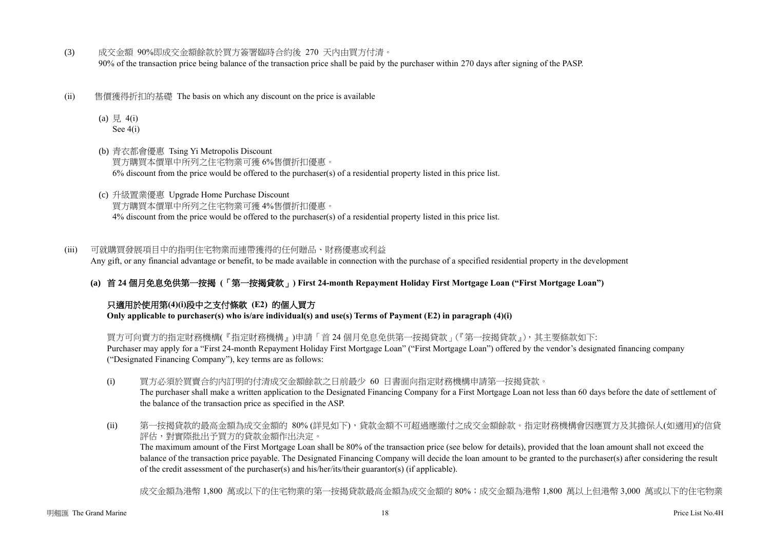(3) 成交金額 90%即成交金額餘款於買方簽署臨時合約後 270 天內由買方付清。
90% of the transaction price being balance of the transaction price shall be paid by the purchaser within 270 days after signing of the PASP.

(ii) 售價獲得折扣的基礎 The basis on which any discount on the price is available

(a) 見 4(i)
See 4(i)

(b) 青衣都會優惠 Tsing Yi Metropolis Discount
買方購買本價單中所列之住宅物業可獲 6%售價折扣優惠。
6% discount from the price would be offered to the purchaser(s) of a residential property listed in this price list.

(c) 升級置業優惠 Upgrade Home Purchase Discount
買方購買本價單中所列之住宅物業可獲 4%售價折扣優惠。
4% discount from the price would be offered to the purchaser(s) of a residential property listed in this price list.

(iii) 可就購買發展項目中的指明住宅物業而連帶獲得的任何贈品、財務優惠或利益
Any gift, or any financial advantage or benefit, to be made available in connection with the purchase of a specified residential property in the development

**(a) 首 24 個月免息免供第一按揭（「第一按揭貸款」) First 24-month Repayment Holiday First Mortgage Loan ("First Mortgage Loan")**

**只適用於使用第(4)(i)段中之支付條款 (E2) 的個人買方**
**Only applicable to purchaser(s) who is/are individual(s) and use(s) Terms of Payment (E2) in paragraph (4)(i)**

買方可向賣方的指定財務機構(『指定財務機構』)申請「首 24 個月免息免供第一按揭貸款」(『第一按揭貸款』)，其主要條款如下:
Purchaser may apply for a "First 24-month Repayment Holiday First Mortgage Loan" ("First Mortgage Loan") offered by the vendor's designated financing company ("Designated Financing Company"), key terms are as follows:

(i) 買方必須於買賣合約內訂明的付清成交金額餘款之日前最少 60 日書面向指定財務機構申請第一按揭貸款。
The purchaser shall make a written application to the Designated Financing Company for a First Mortgage Loan not less than 60 days before the date of settlement of the balance of the transaction price as specified in the ASP.

(ii) 第一按揭貸款的最高金額為成交金額的 80% (詳見如下)，貸款金額不可超過應繳付之成交金額餘款。指定財務機構會因應買方及其擔保人(如適用)的信貸評估，對實際批出予買方的貸款金額作出決定。
The maximum amount of the First Mortgage Loan shall be 80% of the transaction price (see below for details), provided that the loan amount shall not exceed the balance of the transaction price payable. The Designated Financing Company will decide the loan amount to be granted to the purchaser(s) after considering the result of the credit assessment of the purchaser(s) and his/her/its/their guarantor(s) (if applicable).

成交金額為港幣 1,800 萬或以下的住宅物業的第一按揭貸款最高金額為成交金額的 80%；成交金額為港幣 1,800 萬以上但港幣 3,000 萬或以下的住宅物業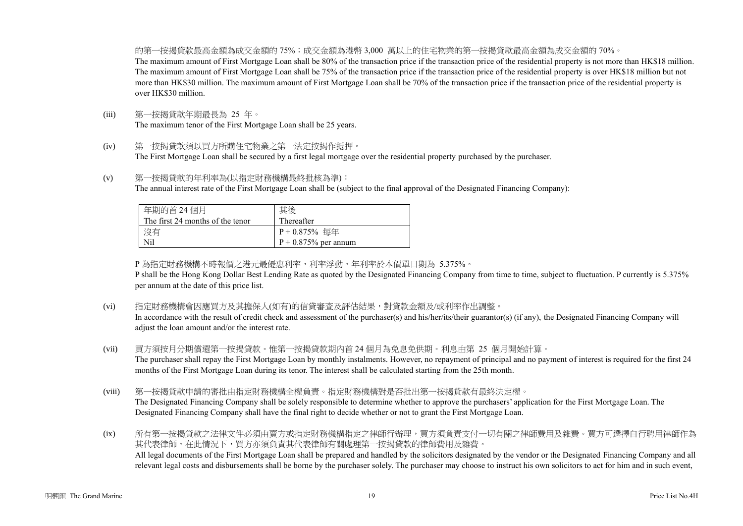的第一按揭貸款最高金額為成交金額的 75%；成交金額為港幣 3,000 萬以上的住宅物業的第一按揭貸款最高金額為成交金額的 70%。
The maximum amount of First Mortgage Loan shall be 80% of the transaction price if the transaction price of the residential property is not more than HK$18 million. The maximum amount of First Mortgage Loan shall be 75% of the transaction price if the transaction price of the residential property is over HK$18 million but not more than HK$30 million. The maximum amount of First Mortgage Loan shall be 70% of the transaction price if the transaction price of the residential property is over HK$30 million.

(iii) 第一按揭貸款年期最長為 25 年。
The maximum tenor of the First Mortgage Loan shall be 25 years.

(iv) 第一按揭貸款須以買方所購住宅物業之第一法定按揭作抵押。
The First Mortgage Loan shall be secured by a first legal mortgage over the residential property purchased by the purchaser.

(v) 第一按揭貸款的年利率為(以指定財務機構最終批核為準)：
The annual interest rate of the First Mortgage Loan shall be (subject to the final approval of the Designated Financing Company):

| 年期的首 24 個月<br>The first 24 months of the tenor | 其後<br>Thereafter |
|---|---|
| 沒有<br>Nil | P + 0.875% 每年<br>P + 0.875% per annum |

P 為指定財務機構不時報價之港元最優惠利率，利率浮動，年利率於本價單日期為 5.375%。
P shall be the Hong Kong Dollar Best Lending Rate as quoted by the Designated Financing Company from time to time, subject to fluctuation. P currently is 5.375% per annum at the date of this price list.

(vi) 指定財務機構會因應買方及其擔保人(如有)的信貸審查及評估結果，對貸款金額及/或利率作出調整。
In accordance with the result of credit check and assessment of the purchaser(s) and his/her/its/their guarantor(s) (if any), the Designated Financing Company will adjust the loan amount and/or the interest rate.

(vii) 買方須按月分期償還第一按揭貸款。惟第一按揭貸款期內首 24 個月為免息免供期。利息由第 25 個月開始計算。
The purchaser shall repay the First Mortgage Loan by monthly instalments. However, no repayment of principal and no payment of interest is required for the first 24 months of the First Mortgage Loan during its tenor. The interest shall be calculated starting from the 25th month.

(viii) 第一按揭貸款申請的審批由指定財務機構全權負責。指定財務機構對是否批出第一按揭貸款有最終決定權。
The Designated Financing Company shall be solely responsible to determine whether to approve the purchasers' application for the First Mortgage Loan. The Designated Financing Company shall have the final right to decide whether or not to grant the First Mortgage Loan.

(ix) 所有第一按揭貸款之法律文件必須由賣方或指定財務機構指定之律師行辦理，買方須負責支付一切有關之律師費用及雜費。買方可選擇自行聘用律師作為其代表律師，在此情況下，買方亦須負責其代表律師有關處理第一按揭貸款的律師費用及雜費。
All legal documents of the First Mortgage Loan shall be prepared and handled by the solicitors designated by the vendor or the Designated Financing Company and all relevant legal costs and disbursements shall be borne by the purchaser solely. The purchaser may choose to instruct his own solicitors to act for him and in such event,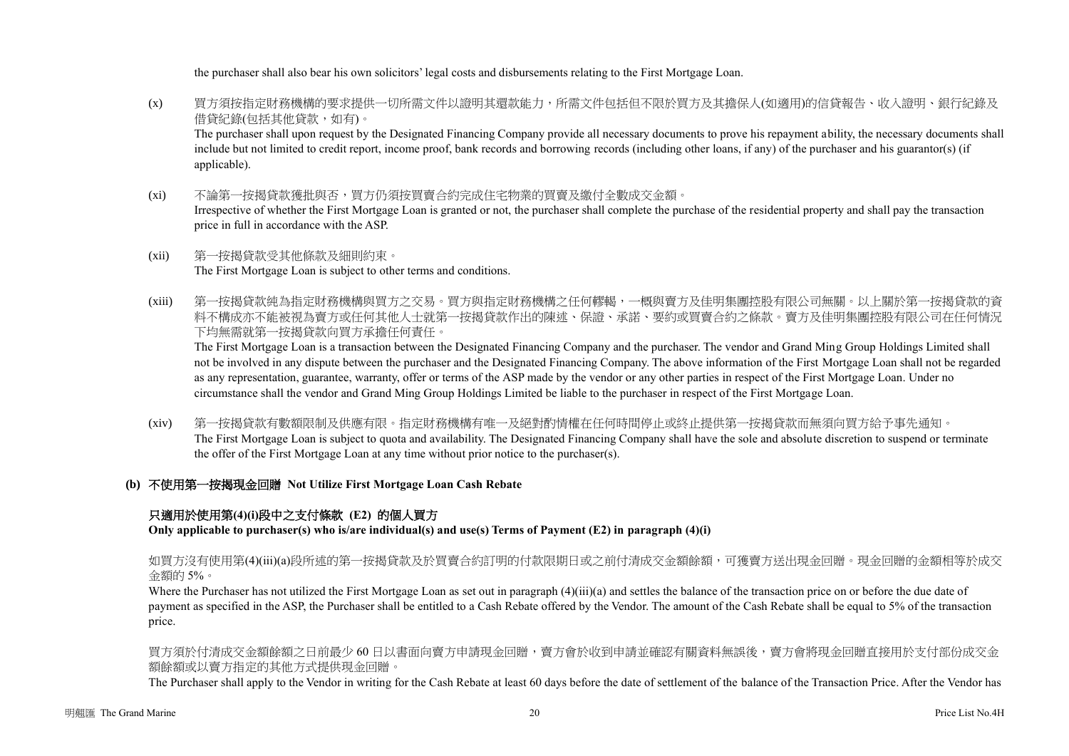the purchaser shall also bear his own solicitors' legal costs and disbursements relating to the First Mortgage Loan.

(x) 買方須按指定財務機構的要求提供一切所需文件以證明其還款能力，所需文件包括但不限於買方及其擔保人(如適用)的信貸報告、收入證明、銀行紀錄及借貸紀錄(包括其他貸款，如有)。
The purchaser shall upon request by the Designated Financing Company provide all necessary documents to prove his repayment ability, the necessary documents shall include but not limited to credit report, income proof, bank records and borrowing records (including other loans, if any) of the purchaser and his guarantor(s) (if applicable).

(xi) 不論第一按揭貸款獲批與否，買方仍須按買賣合約完成住宅物業的買賣及繳付全數成交金額。
Irrespective of whether the First Mortgage Loan is granted or not, the purchaser shall complete the purchase of the residential property and shall pay the transaction price in full in accordance with the ASP.

(xii) 第一按揭貸款受其他條款及細則約束。
The First Mortgage Loan is subject to other terms and conditions.

(xiii) 第一按揭貸款純為指定財務機構與買方之交易。買方與指定財務機構之任何轇輵，一概與賣方及佳明集團控股有限公司無關。以上關於第一按揭貸款的資料不構成亦不能被視為賣方或任何其他人士就第一按揭貸款作出的陳述、保證、承諾、要約或買賣合約之條款。賣方及佳明集團控股有限公司在任何情況下均無需就第一按揭貸款向買方承擔任何責任。
The First Mortgage Loan is a transaction between the Designated Financing Company and the purchaser. The vendor and Grand Ming Group Holdings Limited shall not be involved in any dispute between the purchaser and the Designated Financing Company. The above information of the First Mortgage Loan shall not be regarded as any representation, guarantee, warranty, offer or terms of the ASP made by the vendor or any other parties in respect of the First Mortgage Loan. Under no circumstance shall the vendor and Grand Ming Group Holdings Limited be liable to the purchaser in respect of the First Mortgage Loan.

(xiv) 第一按揭貸款有數額限制及供應有限。指定財務機構有唯一及絕對酌情權在任何時間停止或終止提供第一按揭貸款而無須向買方給予事先通知。
The First Mortgage Loan is subject to quota and availability. The Designated Financing Company shall have the sole and absolute discretion to suspend or terminate the offer of the First Mortgage Loan at any time without prior notice to the purchaser(s).

**(b) 不使用第一按揭現金回贈 Not Utilize First Mortgage Loan Cash Rebate**

**只適用於使用第(4)(i)段中之支付條款 (E2) 的個人買方**
**Only applicable to purchaser(s) who is/are individual(s) and use(s) Terms of Payment (E2) in paragraph (4)(i)**

如買方沒有使用第(4)(iii)(a)段所述的第一按揭貸款及於買賣合約訂明的付款限期日或之前付清成交金額餘額，可獲賣方送出現金回贈。現金回贈的金額相等於成交金額的 5%。
Where the Purchaser has not utilized the First Mortgage Loan as set out in paragraph (4)(iii)(a) and settles the balance of the transaction price on or before the due date of payment as specified in the ASP, the Purchaser shall be entitled to a Cash Rebate offered by the Vendor. The amount of the Cash Rebate shall be equal to 5% of the transaction price.

買方須於付清成交金額餘額之日前最少 60 日以書面向賣方申請現金回贈，賣方會於收到申請並確認有關資料無誤後，賣方會將現金回贈直接用於支付部份成交金額餘額或以賣方指定的其他方式提供現金回贈。
The Purchaser shall apply to the Vendor in writing for the Cash Rebate at least 60 days before the date of settlement of the balance of the Transaction Price. After the Vendor has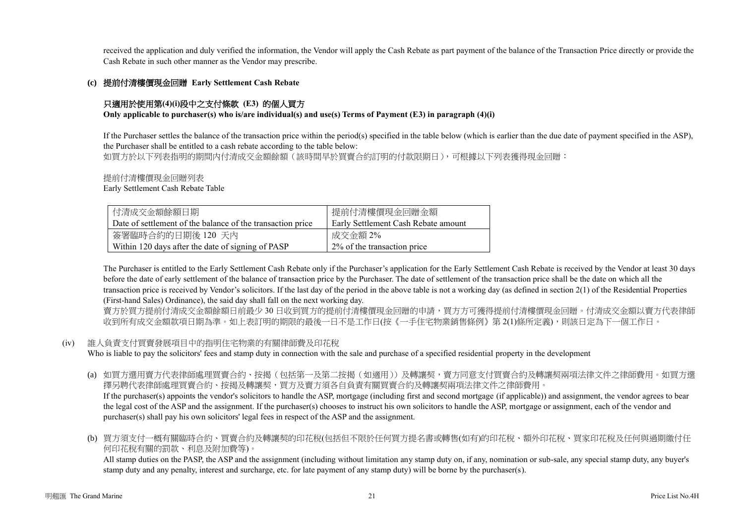received the application and duly verified the information, the Vendor will apply the Cash Rebate as part payment of the balance of the Transaction Price directly or provide the Cash Rebate in such other manner as the Vendor may prescribe.

**(c) 提前付清樓價現金回贈 Early Settlement Cash Rebate**

**只適用於使用第(4)(i)段中之支付條款 (E3) 的個人買方**
**Only applicable to purchaser(s) who is/are individual(s) and use(s) Terms of Payment (E3) in paragraph (4)(i)**

If the Purchaser settles the balance of the transaction price within the period(s) specified in the table below (which is earlier than the due date of payment specified in the ASP), the Purchaser shall be entitled to a cash rebate according to the table below:
如買方於以下列表指明的期間內付清成交金額餘額（該時間早於買賣合約訂明的付款限期日），可根據以下列表獲得現金回贈：

提前付清樓價現金回贈列表
Early Settlement Cash Rebate Table

| 付清成交金額餘額日期<br>Date of settlement of the balance of the transaction price | 提前付清樓價現金回贈金額<br>Early Settlement Cash Rebate amount |
|---|---|
| 簽署臨時合約的日期後 120 天內<br>Within 120 days after the date of signing of PASP | 成交金額 2%<br>2% of the transaction price |

The Purchaser is entitled to the Early Settlement Cash Rebate only if the Purchaser's application for the Early Settlement Cash Rebate is received by the Vendor at least 30 days before the date of early settlement of the balance of transaction price by the Purchaser. The date of settlement of the transaction price shall be the date on which all the transaction price is received by Vendor's solicitors. If the last day of the period in the above table is not a working day (as defined in section 2(1) of the Residential Properties (First-hand Sales) Ordinance), the said day shall fall on the next working day.
賣方於買方提前付清成交金額餘額日前最少 30 日收到買方的提前付清樓價現金回贈的申請，買方方可獲得提前付清樓價現金回贈。付清成交金額以賣方代表律師收到所有成交金額款項日期為準。如上表訂明的期限的最後一日不是工作日(按《一手住宅物業銷售條例》第 2(1)條所定義)，則該日定為下一個工作日。

(iv) 誰人負責支付買賣發展項目中的指明住宅物業的有關律師費及印花稅
Who is liable to pay the solicitors' fees and stamp duty in connection with the sale and purchase of a specified residential property in the development

(a) 如買方選用賣方代表律師處理買賣合約、按揭（包括第一及第二按揭（如適用））及轉讓契，賣方同意支付買賣合約及轉讓契兩項法律文件之律師費用。如買方選擇另聘代表律師處理買賣合約、按揭及轉讓契，買方及賣方須各自負責有關買賣合約及轉讓契兩項法律文件之律師費用。
If the purchaser(s) appoints the vendor's solicitors to handle the ASP, mortgage (including first and second mortgage (if applicable)) and assignment, the vendor agrees to bear the legal cost of the ASP and the assignment. If the purchaser(s) chooses to instruct his own solicitors to handle the ASP, mortgage or assignment, each of the vendor and purchaser(s) shall pay his own solicitors' legal fees in respect of the ASP and the assignment.

(b) 買方須支付一概有關臨時合約、買賣合約及轉讓契的印花稅(包括但不限於任何買方提名書或轉售(如有)的印花稅、額外印花稅、買家印花稅及任何與過期繳付任何印花稅有關的罰款、利息及附加費等)。
All stamp duties on the PASP, the ASP and the assignment (including without limitation any stamp duty on, if any, nomination or sub-sale, any special stamp duty, any buyer's stamp duty and any penalty, interest and surcharge, etc. for late payment of any stamp duty) will be borne by the purchaser(s).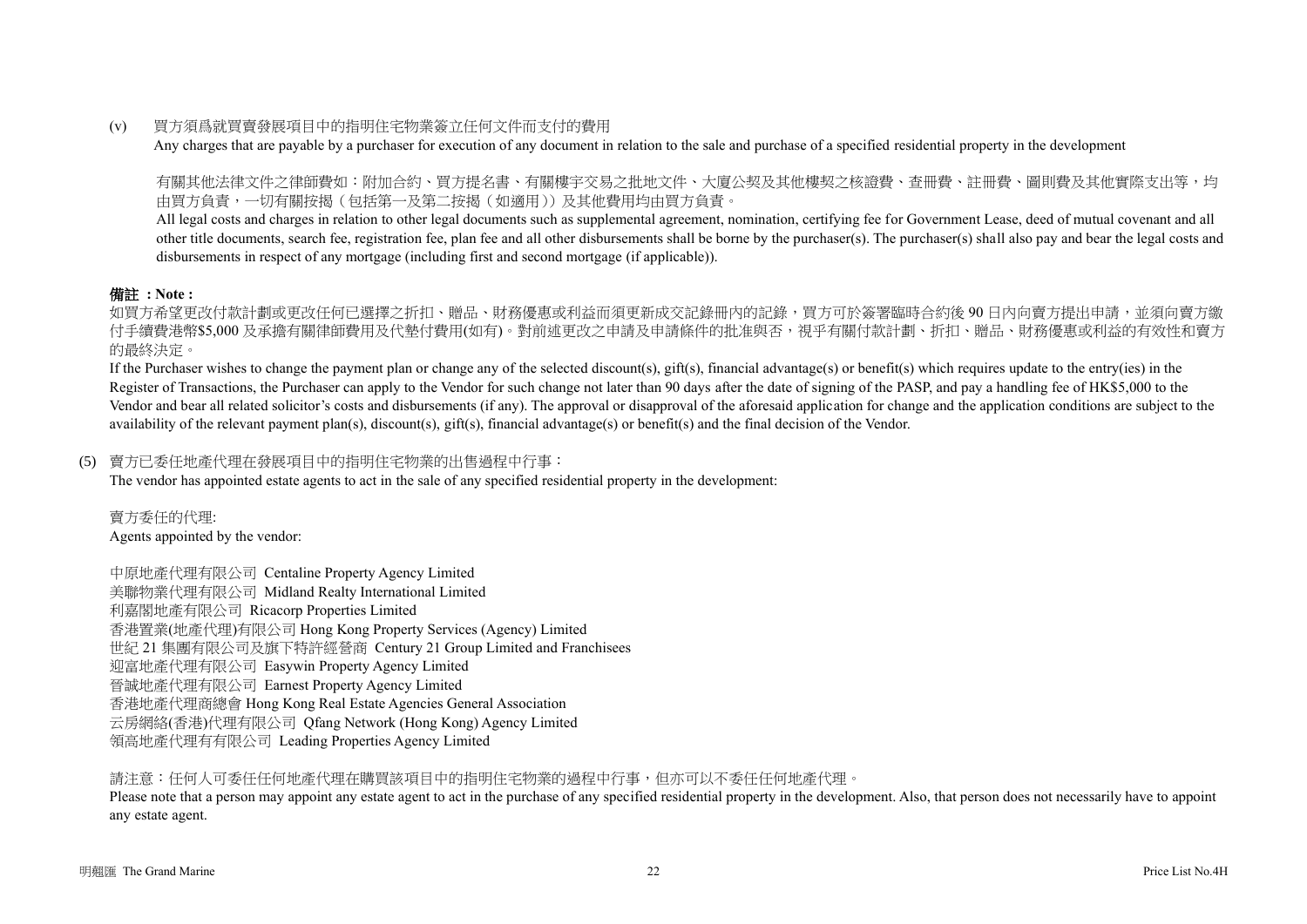(v) 買方須爲就買賣發展項目中的指明住宅物業簽立任何文件而支付的費用

Any charges that are payable by a purchaser for execution of any document in relation to the sale and purchase of a specified residential property in the development

有關其他法律文件之律師費如：附加合約、買方提名書、有關樓宇交易之批地文件、大廈公契及其他樓契之核證費、查冊費、註冊費、圖則費及其他實際支出等，均由買方負責，一切有關按揭（包括第一及第二按揭（如適用））及其他費用均由買方負責。

All legal costs and charges in relation to other legal documents such as supplemental agreement, nomination, certifying fee for Government Lease, deed of mutual covenant and all other title documents, search fee, registration fee, plan fee and all other disbursements shall be borne by the purchaser(s). The purchaser(s) shall also pay and bear the legal costs and disbursements in respect of any mortgage (including first and second mortgage (if applicable)).

**備註 ：Note :**

如買方希望更改付款計劃或更改任何已選擇之折扣、贈品、財務優惠或利益而須更新成交記錄冊內的記錄，買方可於簽署臨時合約後 90 日內向賣方提出申請，並須向賣方繳付手續費港幣$5,000 及承擔有關律師費用及代墊付費用(如有)。對前述更改之申請及申請條件的批准與否，視乎有關付款計劃、折扣、贈品、財務優惠或利益的有效性和賣方的最終決定。

If the Purchaser wishes to change the payment plan or change any of the selected discount(s), gift(s), financial advantage(s) or benefit(s) which requires update to the entry(ies) in the Register of Transactions, the Purchaser can apply to the Vendor for such change not later than 90 days after the date of signing of the PASP, and pay a handling fee of HK$5,000 to the Vendor and bear all related solicitor's costs and disbursements (if any). The approval or disapproval of the aforesaid application for change and the application conditions are subject to the availability of the relevant payment plan(s), discount(s), gift(s), financial advantage(s) or benefit(s) and the final decision of the Vendor.

(5) 賣方已委任地產代理在發展項目中的指明住宅物業的出售過程中行事：

The vendor has appointed estate agents to act in the sale of any specified residential property in the development:

賣方委任的代理:

Agents appointed by the vendor:

中原地產代理有限公司 Centaline Property Agency Limited
美聯物業代理有限公司 Midland Realty International Limited
利嘉閣地產有限公司 Ricacorp Properties Limited
香港置業(地產代理)有限公司 Hong Kong Property Services (Agency) Limited
世紀 21 集團有限公司及旗下特許經營商 Century 21 Group Limited and Franchisees
迎富地產代理有限公司 Easywin Property Agency Limited
晉誠地產代理有限公司 Earnest Property Agency Limited
香港地產代理商總會 Hong Kong Real Estate Agencies General Association
云房網絡(香港)代理有限公司 Qfang Network (Hong Kong) Agency Limited
領高地產代理有有限公司 Leading Properties Agency Limited

請注意：任何人可委任任何地產代理在購買該項目中的指明住宅物業的過程中行事，但亦可以不委任任何地產代理。

Please note that a person may appoint any estate agent to act in the purchase of any specified residential property in the development. Also, that person does not necessarily have to appoint any estate agent.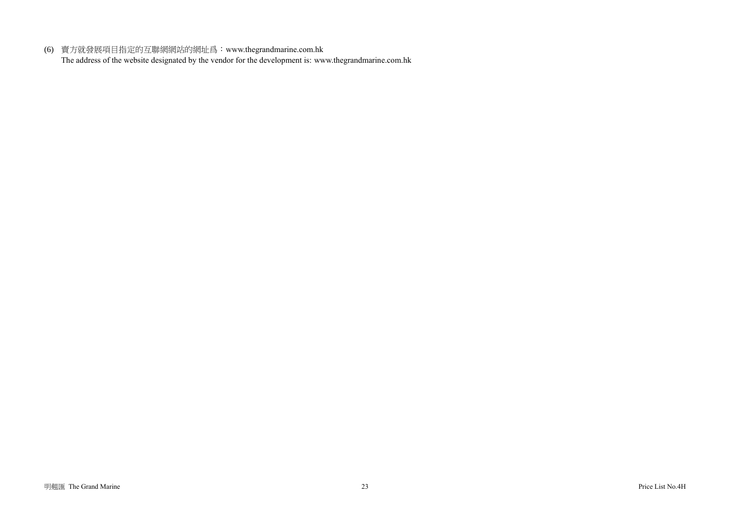(6) 賣方就發展項目指定的互聯網網站的網址爲：www.thegrandmarine.com.hk
The address of the website designated by the vendor for the development is: www.thegrandmarine.com.hk